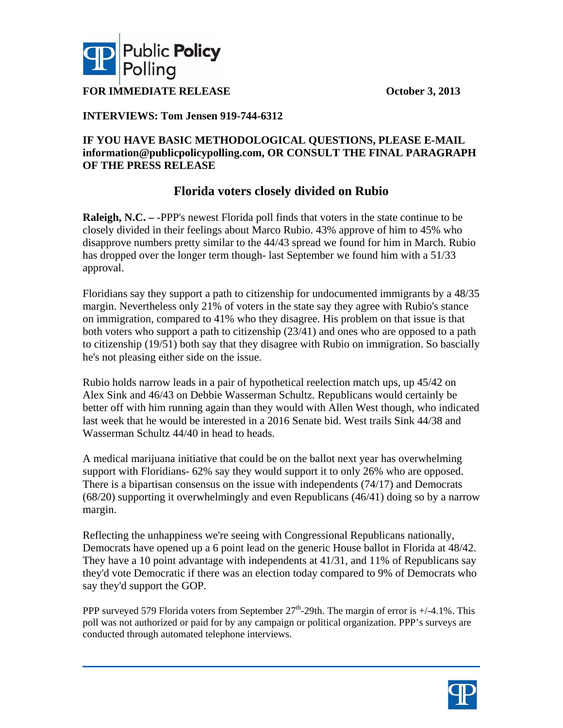**FOR IMMEDIATE RELEASE** **October 3, 2013**

**INTERVIEWS: Tom Jensen 919-744-6312**

**IF YOU HAVE BASIC METHODOLOGICAL QUESTIONS, PLEASE E-MAIL information@publicpolicypolling.com, OR CONSULT THE FINAL PARAGRAPH OF THE PRESS RELEASE**

# Florida voters closely divided on Rubio

**Raleigh, N.C. –** -PPP's newest Florida poll finds that voters in the state continue to be closely divided in their feelings about Marco Rubio. 43% approve of him to 45% who disapprove numbers pretty similar to the 44/43 spread we found for him in March. Rubio has dropped over the longer term though- last September we found him with a 51/33 approval.

Floridians say they support a path to citizenship for undocumented immigrants by a 48/35 margin. Nevertheless only 21% of voters in the state say they agree with Rubio's stance on immigration, compared to 41% who they disagree. His problem on that issue is that both voters who support a path to citizenship (23/41) and ones who are opposed to a path to citizenship (19/51) both say that they disagree with Rubio on immigration. So bascially he's not pleasing either side on the issue.

Rubio holds narrow leads in a pair of hypothetical reelection match ups, up 45/42 on Alex Sink and 46/43 on Debbie Wasserman Schultz. Republicans would certainly be better off with him running again than they would with Allen West though, who indicated last week that he would be interested in a 2016 Senate bid. West trails Sink 44/38 and Wasserman Schultz 44/40 in head to heads.

A medical marijuana initiative that could be on the ballot next year has overwhelming support with Floridians- 62% say they would support it to only 26% who are opposed. There is a bipartisan consensus on the issue with independents (74/17) and Democrats (68/20) supporting it overwhelmingly and even Republicans (46/41) doing so by a narrow margin.

Reflecting the unhappiness we're seeing with Congressional Republicans nationally, Democrats have opened up a 6 point lead on the generic House ballot in Florida at 48/42. They have a 10 point advantage with independents at 41/31, and 11% of Republicans say they'd vote Democratic if there was an election today compared to 9% of Democrats who say they'd support the GOP.

PPP surveyed 579 Florida voters from September 27th-29th. The margin of error is +/-4.1%. This poll was not authorized or paid for by any campaign or political organization. PPP's surveys are conducted through automated telephone interviews.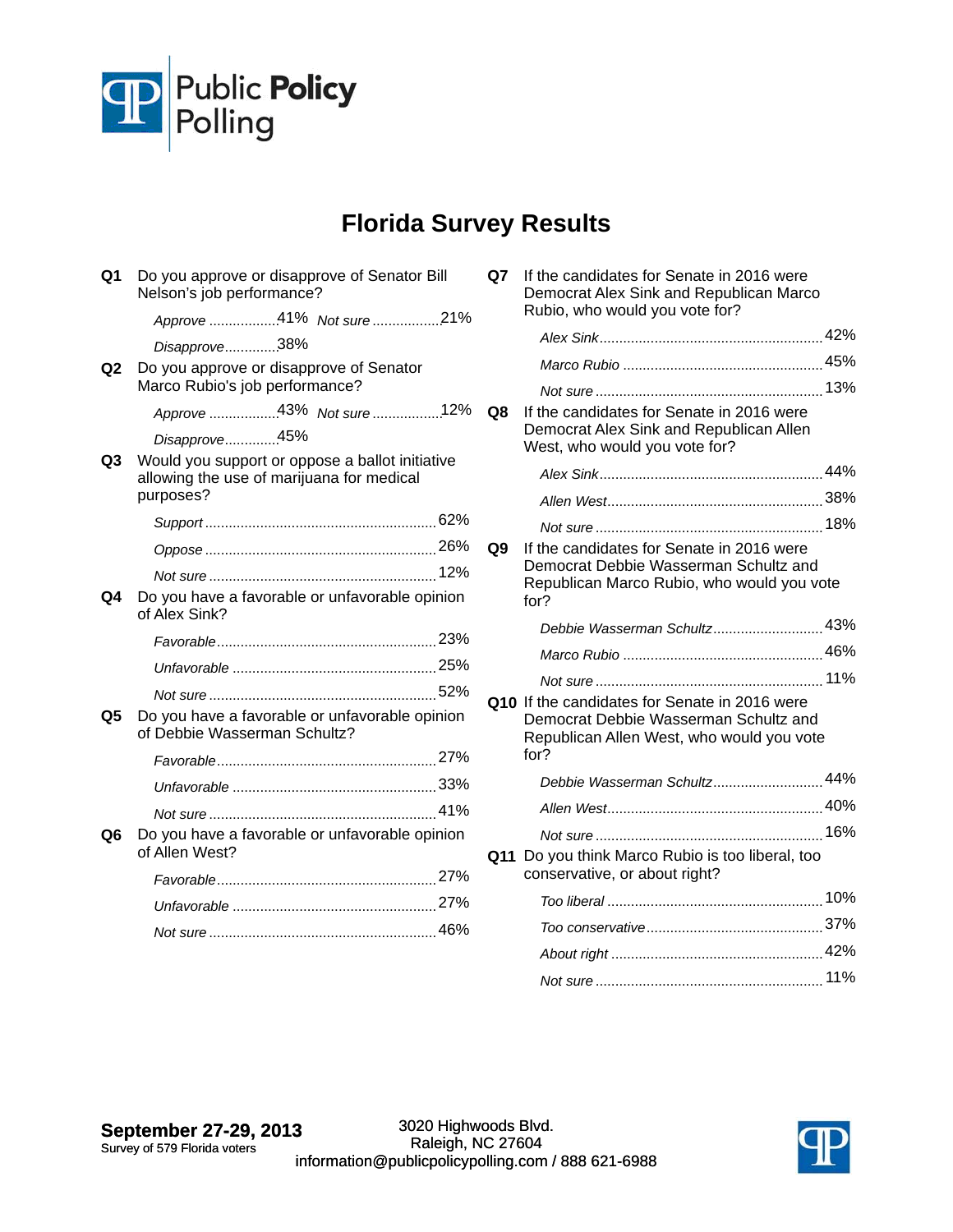# Florida Survey Results

**Q1** Do you approve or disapprove of Senator Bill Nelson's job performance?

| | |
|---|---|
| *Approve* | 41% |
| *Disapprove* | 38% |
| *Not sure* | 21% |

**Q2** Do you approve or disapprove of Senator Marco Rubio's job performance?

| | |
|---|---|
| *Approve* | 43% |
| *Disapprove* | 45% |
| *Not sure* | 12% |

**Q3** Would you support or oppose a ballot initiative allowing the use of marijuana for medical purposes?

| | |
|---|---|
| *Support* | 62% |
| *Oppose* | 26% |
| *Not sure* | 12% |

**Q4** Do you have a favorable or unfavorable opinion of Alex Sink?

| | |
|---|---|
| *Favorable* | 23% |
| *Unfavorable* | 25% |
| *Not sure* | 52% |

**Q5** Do you have a favorable or unfavorable opinion of Debbie Wasserman Schultz?

| | |
|---|---|
| *Favorable* | 27% |
| *Unfavorable* | 33% |
| *Not sure* | 41% |

**Q6** Do you have a favorable or unfavorable opinion of Allen West?

| | |
|---|---|
| *Favorable* | 27% |
| *Unfavorable* | 27% |
| *Not sure* | 46% |

**Q7** If the candidates for Senate in 2016 were Democrat Alex Sink and Republican Marco Rubio, who would you vote for?

| | |
|---|---|
| *Alex Sink* | 42% |
| *Marco Rubio* | 45% |
| *Not sure* | 13% |

**Q8** If the candidates for Senate in 2016 were Democrat Alex Sink and Republican Allen West, who would you vote for?

| | |
|---|---|
| *Alex Sink* | 44% |
| *Allen West* | 38% |
| *Not sure* | 18% |

**Q9** If the candidates for Senate in 2016 were Democrat Debbie Wasserman Schultz and Republican Marco Rubio, who would you vote for?

| | |
|---|---|
| *Debbie Wasserman Schultz* | 43% |
| *Marco Rubio* | 46% |
| *Not sure* | 11% |

**Q10** If the candidates for Senate in 2016 were Democrat Debbie Wasserman Schultz and Republican Allen West, who would you vote for?

| | |
|---|---|
| *Debbie Wasserman Schultz* | 44% |
| *Allen West* | 40% |
| *Not sure* | 16% |

**Q11** Do you think Marco Rubio is too liberal, too conservative, or about right?

| | |
|---|---|
| *Too liberal* | 10% |
| *Too conservative* | 37% |
| *About right* | 42% |
| *Not sure* | 11% |

**September 27-29, 2013**
Survey of 579 Florida voters

3020 Highwoods Blvd.
Raleigh, NC 27604
information@publicpolicypolling.com / 888 621-6988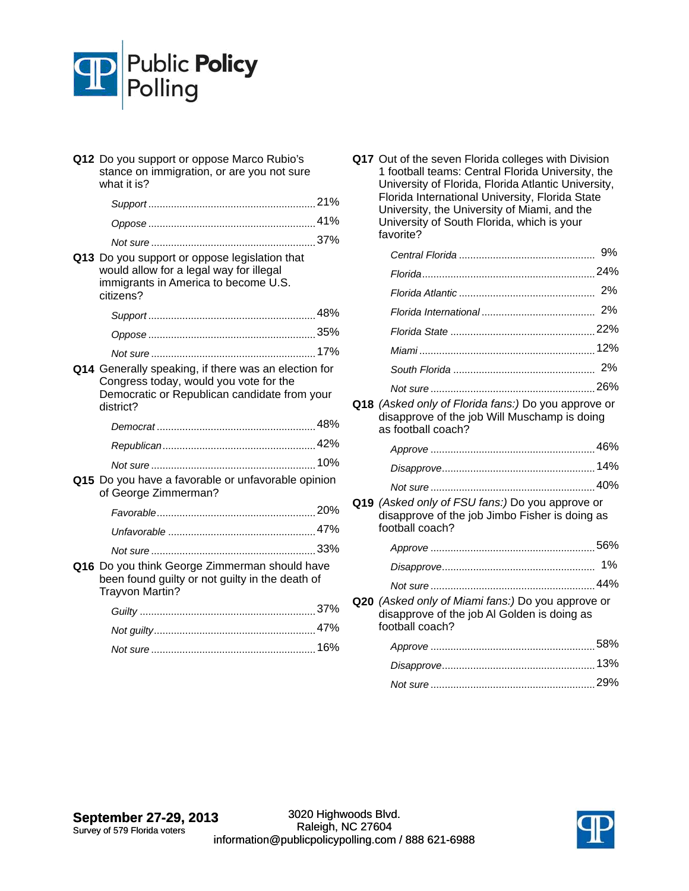**Q12** Do you support or oppose Marco Rubio's stance on immigration, or are you not sure what it is?

| | |
|---|---|
| *Support* | 21% |
| *Oppose* | 41% |
| *Not sure* | 37% |

**Q13** Do you support or oppose legislation that would allow for a legal way for illegal immigrants in America to become U.S. citizens?

| | |
|---|---|
| *Support* | 48% |
| *Oppose* | 35% |
| *Not sure* | 17% |

**Q14** Generally speaking, if there was an election for Congress today, would you vote for the Democratic or Republican candidate from your district?

| | |
|---|---|
| *Democrat* | 48% |
| *Republican* | 42% |
| *Not sure* | 10% |

**Q15** Do you have a favorable or unfavorable opinion of George Zimmerman?

| | |
|---|---|
| *Favorable* | 20% |
| *Unfavorable* | 47% |
| *Not sure* | 33% |

**Q16** Do you think George Zimmerman should have been found guilty or not guilty in the death of Trayvon Martin?

| | |
|---|---|
| *Guilty* | 37% |
| *Not guilty* | 47% |
| *Not sure* | 16% |

**Q17** Out of the seven Florida colleges with Division 1 football teams: Central Florida University, the University of Florida, Florida Atlantic University, Florida International University, Florida State University, the University of Miami, and the University of South Florida, which is your favorite?

| | |
|---|---|
| *Central Florida* | 9% |
| *Florida* | 24% |
| *Florida Atlantic* | 2% |
| *Florida International* | 2% |
| *Florida State* | 22% |
| *Miami* | 12% |
| *South Florida* | 2% |
| *Not sure* | 26% |

**Q18** *(Asked only of Florida fans:)* Do you approve or disapprove of the job Will Muschamp is doing as football coach?

| | |
|---|---|
| *Approve* | 46% |
| *Disapprove* | 14% |
| *Not sure* | 40% |

**Q19** *(Asked only of FSU fans:)* Do you approve or disapprove of the job Jimbo Fisher is doing as football coach?

| | |
|---|---|
| *Approve* | 56% |
| *Disapprove* | 1% |
| *Not sure* | 44% |

**Q20** *(Asked only of Miami fans:)* Do you approve or disapprove of the job Al Golden is doing as football coach?

| | |
|---|---|
| *Approve* | 58% |
| *Disapprove* | 13% |
| *Not sure* | 29% |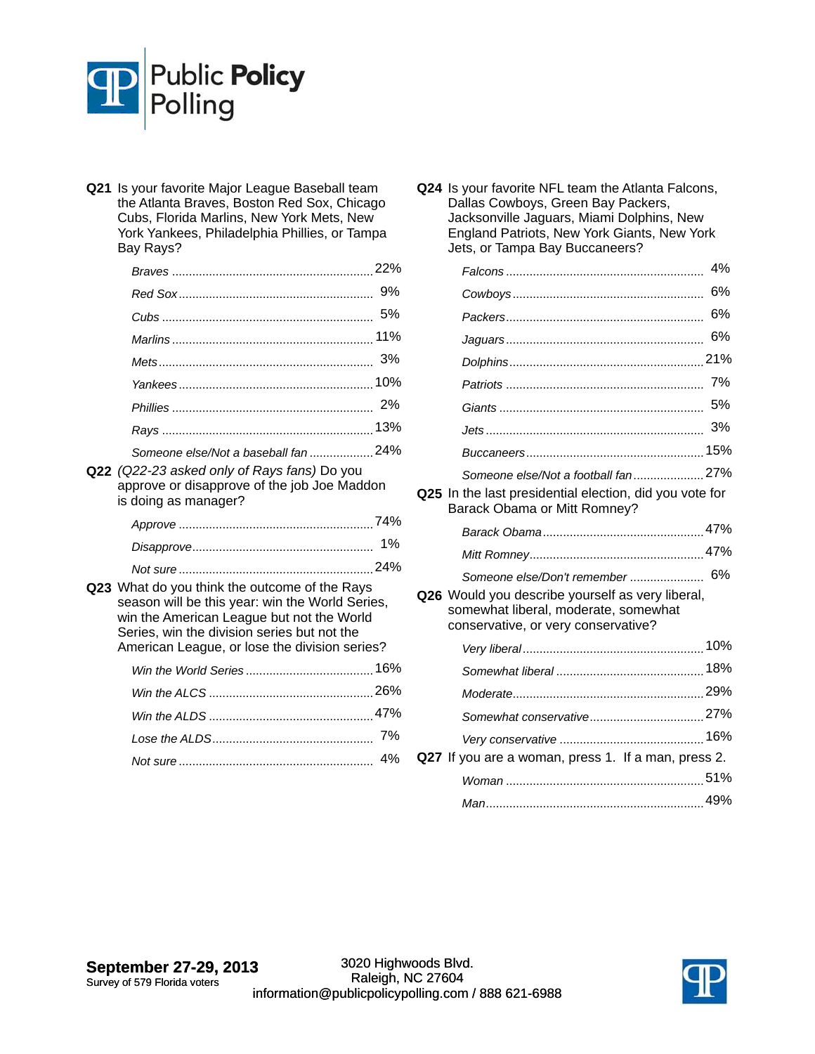**Q21** Is your favorite Major League Baseball team the Atlanta Braves, Boston Red Sox, Chicago Cubs, Florida Marlins, New York Mets, New York Yankees, Philadelphia Phillies, or Tampa Bay Rays?

| | |
|---|---|
| *Braves* | 22% |
| *Red Sox* | 9% |
| *Cubs* | 5% |
| *Marlins* | 11% |
| *Mets* | 3% |
| *Yankees* | 10% |
| *Phillies* | 2% |
| *Rays* | 13% |
| *Someone else/Not a baseball fan* | 24% |

**Q22** *(Q22-23 asked only of Rays fans)* Do you approve or disapprove of the job Joe Maddon is doing as manager?

| | |
|---|---|
| *Approve* | 74% |
| *Disapprove* | 1% |
| *Not sure* | 24% |

**Q23** What do you think the outcome of the Rays season will be this year: win the World Series, win the American League but not the World Series, win the division series but not the American League, or lose the division series?

| | |
|---|---|
| *Win the World Series* | 16% |
| *Win the ALCS* | 26% |
| *Win the ALDS* | 47% |
| *Lose the ALDS* | 7% |
| *Not sure* | 4% |

**Q24** Is your favorite NFL team the Atlanta Falcons, Dallas Cowboys, Green Bay Packers, Jacksonville Jaguars, Miami Dolphins, New England Patriots, New York Giants, New York Jets, or Tampa Bay Buccaneers?

| | |
|---|---|
| *Falcons* | 4% |
| *Cowboys* | 6% |
| *Packers* | 6% |
| *Jaguars* | 6% |
| *Dolphins* | 21% |
| *Patriots* | 7% |
| *Giants* | 5% |
| *Jets* | 3% |
| *Buccaneers* | 15% |
| *Someone else/Not a football fan* | 27% |

**Q25** In the last presidential election, did you vote for Barack Obama or Mitt Romney?

| | |
|---|---|
| *Barack Obama* | 47% |
| *Mitt Romney* | 47% |
| *Someone else/Don't remember* | 6% |

**Q26** Would you describe yourself as very liberal, somewhat liberal, moderate, somewhat conservative, or very conservative?

| | |
|---|---|
| *Very liberal* | 10% |
| *Somewhat liberal* | 18% |
| *Moderate* | 29% |
| *Somewhat conservative* | 27% |
| *Very conservative* | 16% |

**Q27** If you are a woman, press 1. If a man, press 2.

| | |
|---|---|
| *Woman* | 51% |
| *Man* | 49% |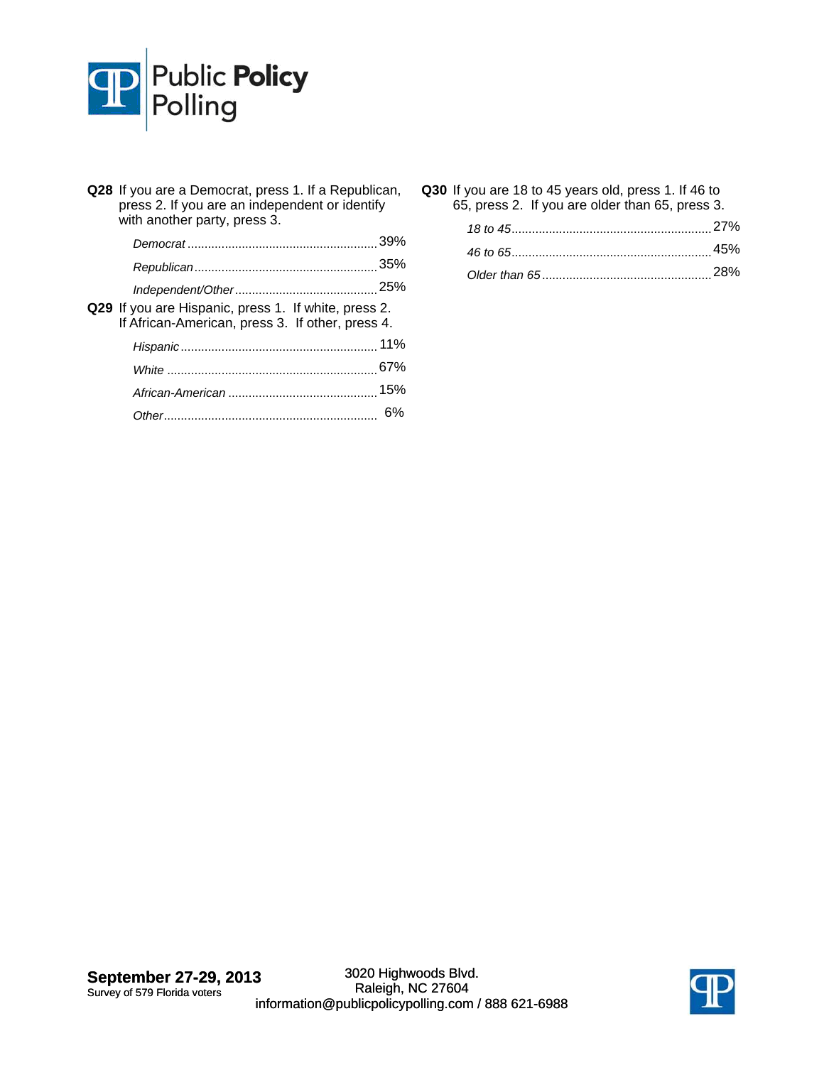**Q28** If you are a Democrat, press 1. If a Republican, press 2. If you are an independent or identify with another party, press 3.

| | |
|---|---|
| *Democrat* | 39% |
| *Republican* | 35% |
| *Independent/Other* | 25% |

**Q29** If you are Hispanic, press 1. If white, press 2. If African-American, press 3. If other, press 4.

| | |
|---|---|
| *Hispanic* | 11% |
| *White* | 67% |
| *African-American* | 15% |
| *Other* | 6% |

**Q30** If you are 18 to 45 years old, press 1. If 46 to 65, press 2. If you are older than 65, press 3.

| | |
|---|---|
| *18 to 45* | 27% |
| *46 to 65* | 45% |
| *Older than 65* | 28% |

**September 27-29, 2013**
Survey of 579 Florida voters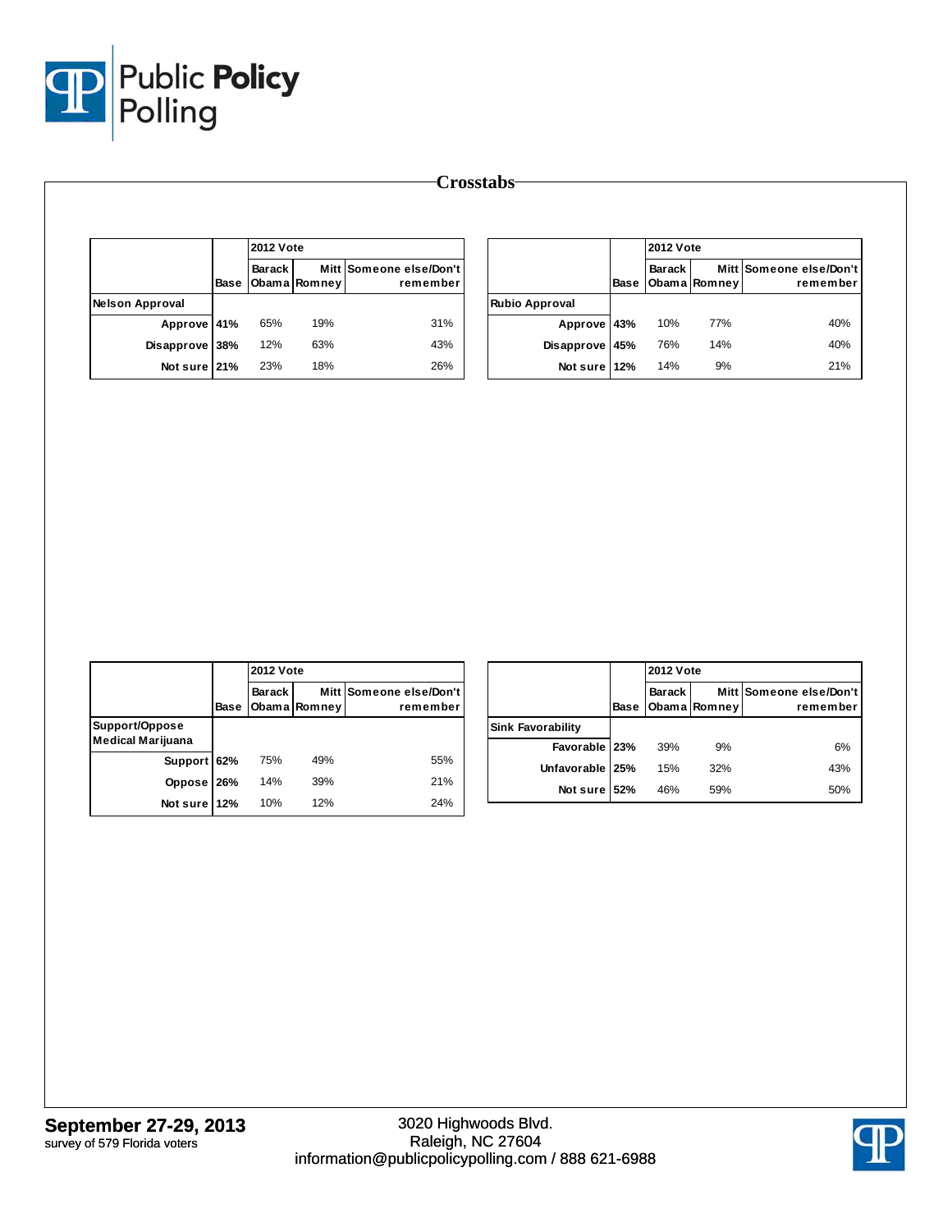# Crosstabs

| | Base | 2012 Vote | | |
|---|---|---|---|---|
| | | Barack Obama | Mitt Romney | Someone else/Don't remember |
| **Nelson Approval** | | | | |
| Approve | 41% | 65% | 19% | 31% |
| Disapprove | 38% | 12% | 63% | 43% |
| Not sure | 21% | 23% | 18% | 26% |

| | Base | 2012 Vote | | |
|---|---|---|---|---|
| | | Barack Obama | Mitt Romney | Someone else/Don't remember |
| **Rubio Approval** | | | | |
| Approve | 43% | 10% | 77% | 40% |
| Disapprove | 45% | 76% | 14% | 40% |
| Not sure | 12% | 14% | 9% | 21% |

| | Base | 2012 Vote | | |
|---|---|---|---|---|
| | | Barack Obama | Mitt Romney | Someone else/Don't remember |
| **Support/Oppose Medical Marijuana** | | | | |
| Support | 62% | 75% | 49% | 55% |
| Oppose | 26% | 14% | 39% | 21% |
| Not sure | 12% | 10% | 12% | 24% |

| | Base | 2012 Vote | | |
|---|---|---|---|---|
| | | Barack Obama | Mitt Romney | Someone else/Don't remember |
| **Sink Favorability** | | | | |
| Favorable | 23% | 39% | 9% | 6% |
| Unfavorable | 25% | 15% | 32% | 43% |
| Not sure | 52% | 46% | 59% | 50% |

**September 27-29, 2013**
survey of 579 Florida voters

3020 Highwoods Blvd.
Raleigh, NC 27604
information@publicpolicypolling.com / 888 621-6988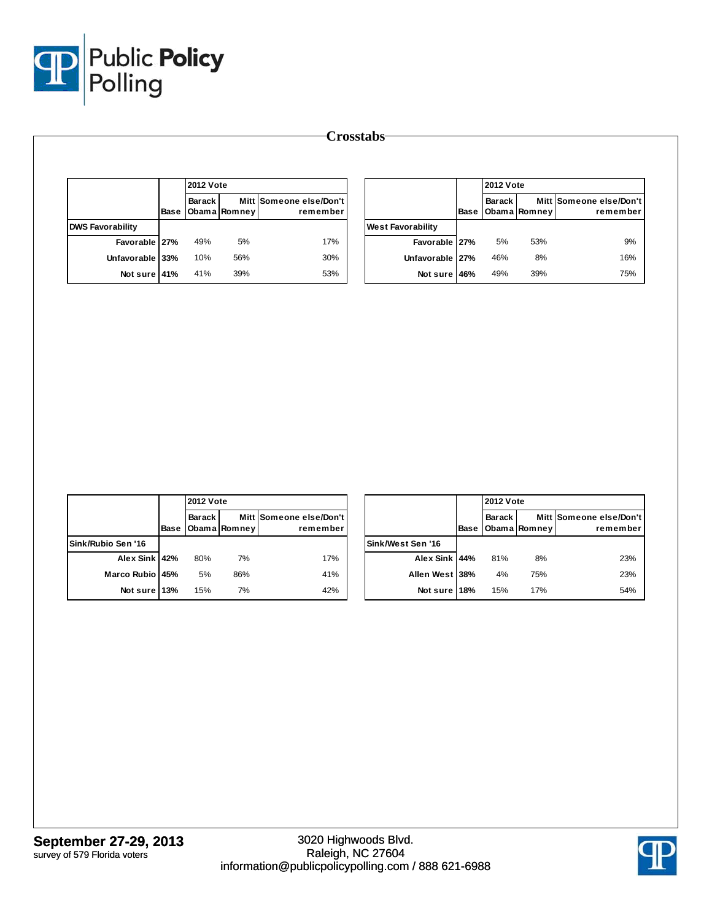# Crosstabs

| | Base | 2012 Vote Barack Obama | Mitt Romney | Someone else/Don't remember |
|---|---|---|---|---|
| **DWS Favorability** | | | | |
| Favorable | 27% | 49% | 5% | 17% |
| Unfavorable | 33% | 10% | 56% | 30% |
| Not sure | 41% | 41% | 39% | 53% |

| | Base | 2012 Vote Barack Obama | Mitt Romney | Someone else/Don't remember |
|---|---|---|---|---|
| **West Favorability** | | | | |
| Favorable | 27% | 5% | 53% | 9% |
| Unfavorable | 27% | 46% | 8% | 16% |
| Not sure | 46% | 49% | 39% | 75% |

| | Base | 2012 Vote Barack Obama | Mitt Romney | Someone else/Don't remember |
|---|---|---|---|---|
| **Sink/Rubio Sen '16** | | | | |
| Alex Sink | 42% | 80% | 7% | 17% |
| Marco Rubio | 45% | 5% | 86% | 41% |
| Not sure | 13% | 15% | 7% | 42% |

| | Base | 2012 Vote Barack Obama | Mitt Romney | Someone else/Don't remember |
|---|---|---|---|---|
| **Sink/West Sen '16** | | | | |
| Alex Sink | 44% | 81% | 8% | 23% |
| Allen West | 38% | 4% | 75% | 23% |
| Not sure | 18% | 15% | 17% | 54% |

**September 27-29, 2013**
survey of 579 Florida voters

3020 Highwoods Blvd.
Raleigh, NC 27604
information@publicpolicypolling.com / 888 621-6988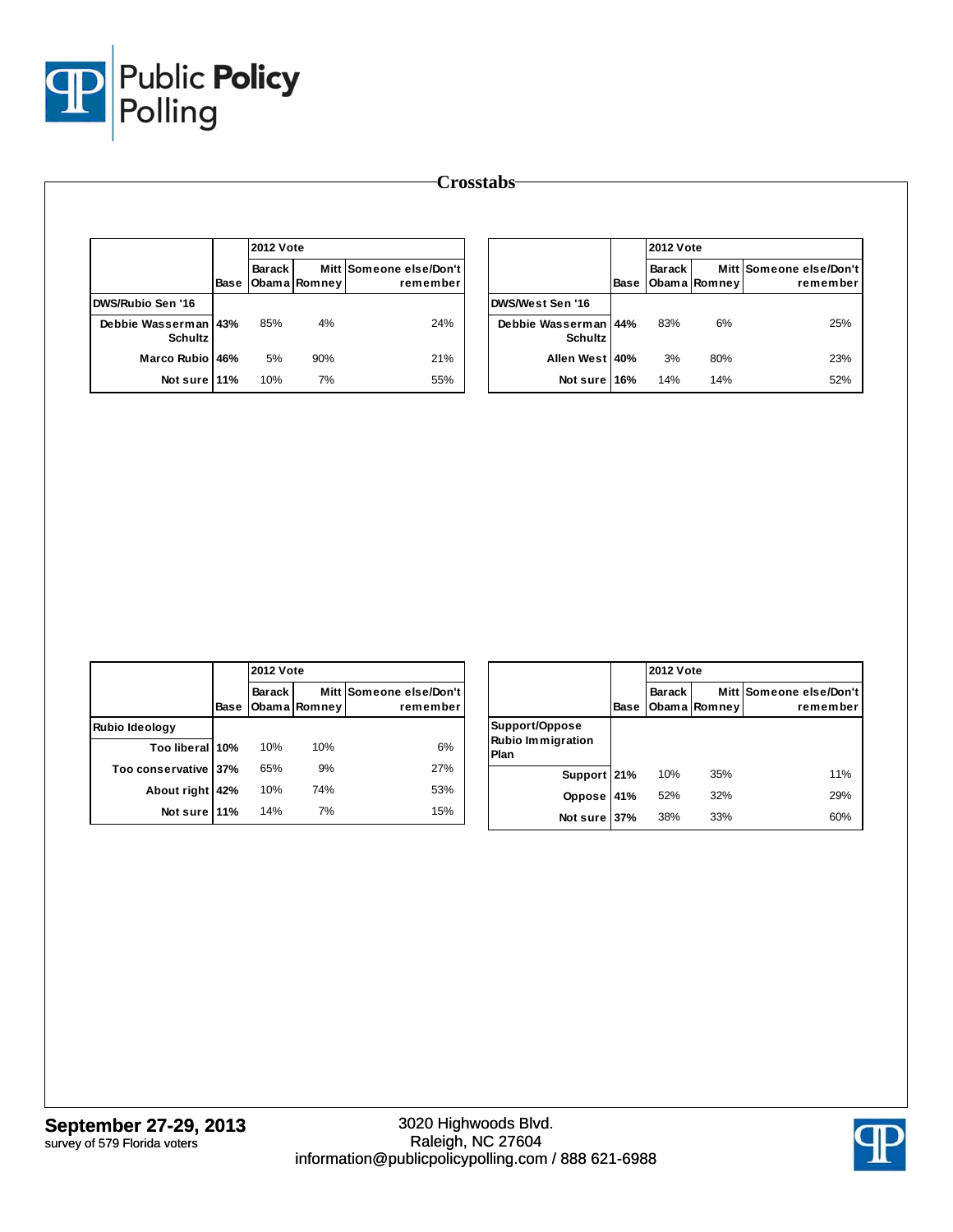# Crosstabs

| | Base | 2012 Vote Barack Obama | Mitt Romney | Someone else/Don't remember |
|---|---|---|---|---|
| **DWS/Rubio Sen '16** | | | | |
| Debbie Wasserman Schultz | 43% | 85% | 4% | 24% |
| Marco Rubio | 46% | 5% | 90% | 21% |
| Not sure | 11% | 10% | 7% | 55% |

| | Base | 2012 Vote Barack Obama | Mitt Romney | Someone else/Don't remember |
|---|---|---|---|---|
| **DWS/West Sen '16** | | | | |
| Debbie Wasserman Schultz | 44% | 83% | 6% | 25% |
| Allen West | 40% | 3% | 80% | 23% |
| Not sure | 16% | 14% | 14% | 52% |

| | Base | 2012 Vote Barack Obama | Mitt Romney | Someone else/Don't remember |
|---|---|---|---|---|
| **Rubio Ideology** | | | | |
| Too liberal | 10% | 10% | 10% | 6% |
| Too conservative | 37% | 65% | 9% | 27% |
| About right | 42% | 10% | 74% | 53% |
| Not sure | 11% | 14% | 7% | 15% |

| | Base | 2012 Vote Barack Obama | Mitt Romney | Someone else/Don't remember |
|---|---|---|---|---|
| **Support/Oppose Rubio Immigration Plan** | | | | |
| Support | 21% | 10% | 35% | 11% |
| Oppose | 41% | 52% | 32% | 29% |
| Not sure | 37% | 38% | 33% | 60% |

**September 27-29, 2013**
survey of 579 Florida voters

3020 Highwoods Blvd.
Raleigh, NC 27604
information@publicpolicypolling.com / 888 621-6988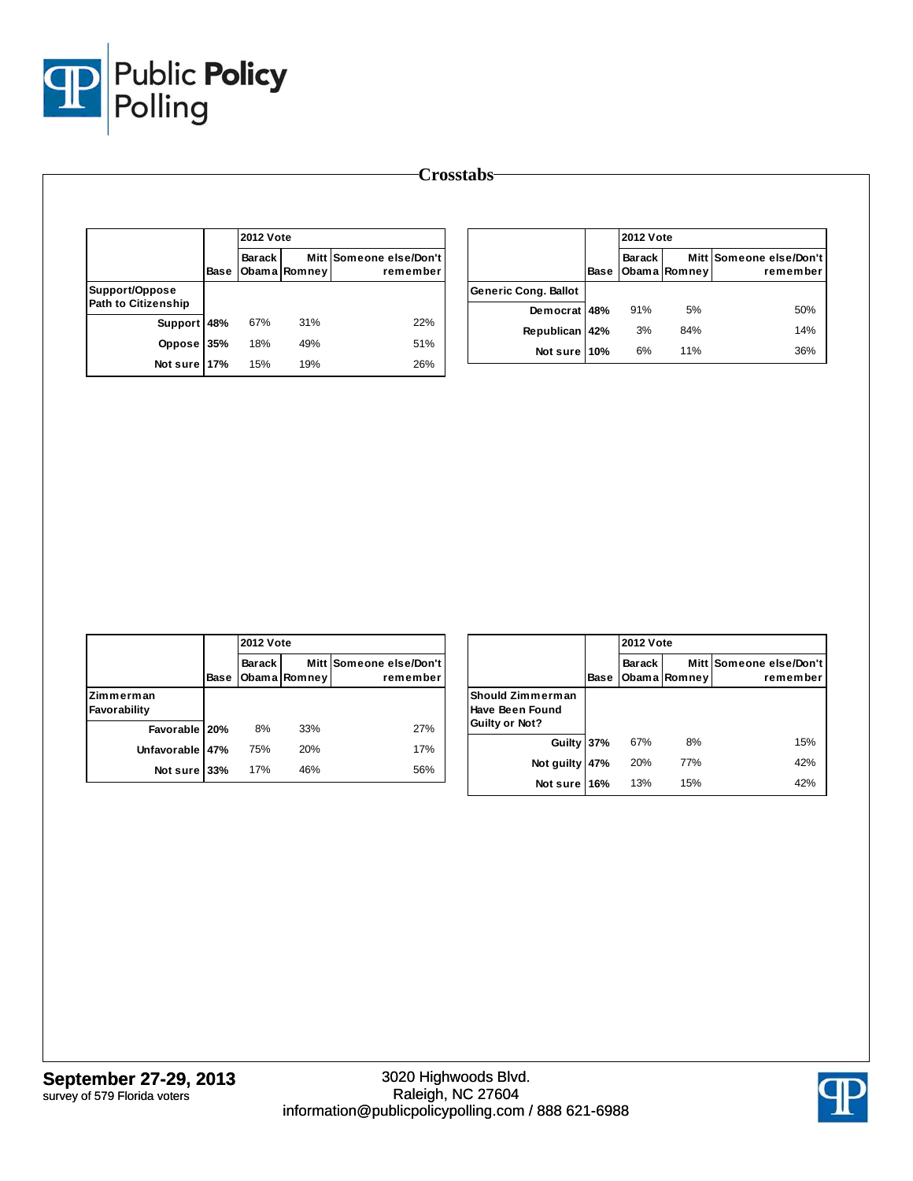# Crosstabs

| | | 2012 Vote | | |
|---|---|---|---|---|
| | Base | Barack Obama | Mitt Romney | Someone else/Don't remember |
| **Support/Oppose Path to Citizenship** | | | | |
| Support | 48% | 67% | 31% | 22% |
| Oppose | 35% | 18% | 49% | 51% |
| Not sure | 17% | 15% | 19% | 26% |

| | | 2012 Vote | | |
|---|---|---|---|---|
| | Base | Barack Obama | Mitt Romney | Someone else/Don't remember |
| **Generic Cong. Ballot** | | | | |
| Democrat | 48% | 91% | 5% | 50% |
| Republican | 42% | 3% | 84% | 14% |
| Not sure | 10% | 6% | 11% | 36% |

| | | 2012 Vote | | |
|---|---|---|---|---|
| | Base | Barack Obama | Mitt Romney | Someone else/Don't remember |
| **Zimmerman Favorability** | | | | |
| Favorable | 20% | 8% | 33% | 27% |
| Unfavorable | 47% | 75% | 20% | 17% |
| Not sure | 33% | 17% | 46% | 56% |

| | | 2012 Vote | | |
|---|---|---|---|---|
| | Base | Barack Obama | Mitt Romney | Someone else/Don't remember |
| **Should Zimmerman Have Been Found Guilty or Not?** | | | | |
| Guilty | 37% | 67% | 8% | 15% |
| Not guilty | 47% | 20% | 77% | 42% |
| Not sure | 16% | 13% | 15% | 42% |

**September 27-29, 2013**
survey of 579 Florida voters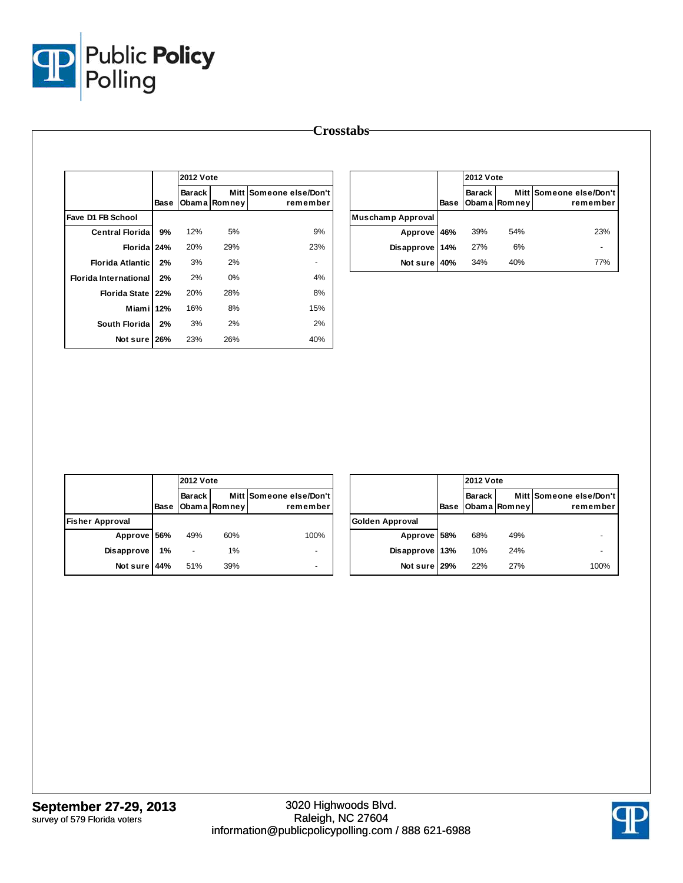## Crosstabs

| | | 2012 Vote | | |
|---|---|---|---|---|
| | Base | Barack Obama | Mitt Romney | Someone else/Don't remember |
| **Fave D1 FB School** | | | | |
| Central Florida | 9% | 12% | 5% | 9% |
| Florida | 24% | 20% | 29% | 23% |
| Florida Atlantic | 2% | 3% | 2% | - |
| Florida International | 2% | 2% | 0% | 4% |
| Florida State | 22% | 20% | 28% | 8% |
| Miami | 12% | 16% | 8% | 15% |
| South Florida | 2% | 3% | 2% | 2% |
| Not sure | 26% | 23% | 26% | 40% |

| | | 2012 Vote | | |
|---|---|---|---|---|
| | Base | Barack Obama | Mitt Romney | Someone else/Don't remember |
| **Muschamp Approval** | | | | |
| Approve | 46% | 39% | 54% | 23% |
| Disapprove | 14% | 27% | 6% | - |
| Not sure | 40% | 34% | 40% | 77% |

| | | 2012 Vote | | |
|---|---|---|---|---|
| | Base | Barack Obama | Mitt Romney | Someone else/Don't remember |
| **Fisher Approval** | | | | |
| Approve | 56% | 49% | 60% | 100% |
| Disapprove | 1% | - | 1% | - |
| Not sure | 44% | 51% | 39% | - |

| | | 2012 Vote | | |
|---|---|---|---|---|
| | Base | Barack Obama | Mitt Romney | Someone else/Don't remember |
| **Golden Approval** | | | | |
| Approve | 58% | 68% | 49% | - |
| Disapprove | 13% | 10% | 24% | - |
| Not sure | 29% | 22% | 27% | 100% |

**September 27-29, 2013**
survey of 579 Florida voters

3020 Highwoods Blvd.
Raleigh, NC 27604
information@publicpolicypolling.com / 888 621-6988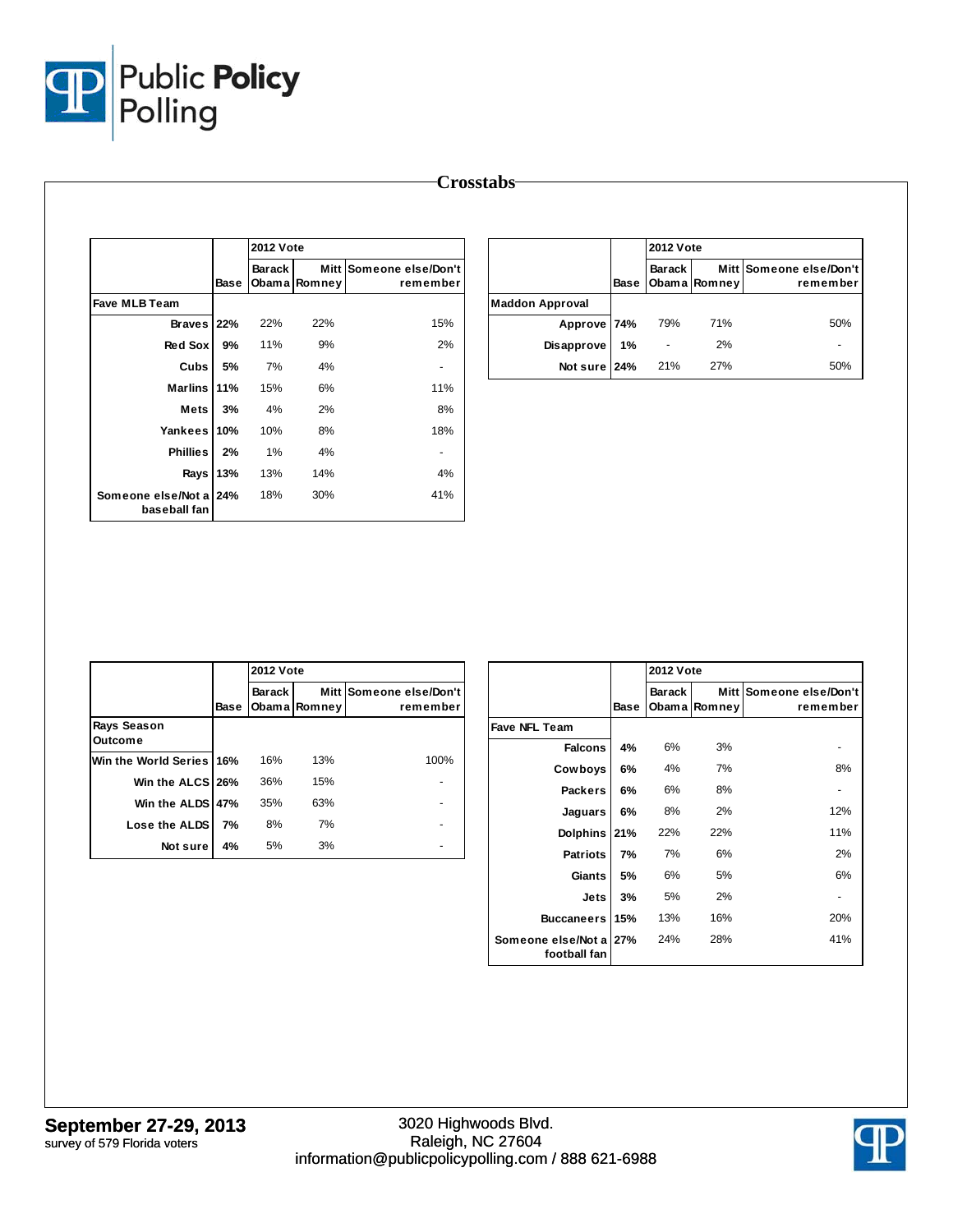# Crosstabs

| | | 2012 Vote | | |
|---|---|---|---|---|
| | Base | Barack Obama | Mitt Romney | Someone else/Don't remember |
| **Fave MLB Team** | | | | |
| Braves | 22% | 22% | 22% | 15% |
| Red Sox | 9% | 11% | 9% | 2% |
| Cubs | 5% | 7% | 4% | - |
| Marlins | 11% | 15% | 6% | 11% |
| Mets | 3% | 4% | 2% | 8% |
| Yankees | 10% | 10% | 8% | 18% |
| Phillies | 2% | 1% | 4% | - |
| Rays | 13% | 13% | 14% | 4% |
| Someone else/Not a baseball fan | 24% | 18% | 30% | 41% |

| | | 2012 Vote | | |
|---|---|---|---|---|
| | Base | Barack Obama | Mitt Romney | Someone else/Don't remember |
| **Maddon Approval** | | | | |
| Approve | 74% | 79% | 71% | 50% |
| Disapprove | 1% | - | 2% | - |
| Not sure | 24% | 21% | 27% | 50% |

| | | 2012 Vote | | |
|---|---|---|---|---|
| | Base | Barack Obama | Mitt Romney | Someone else/Don't remember |
| **Rays Season Outcome** | | | | |
| Win the World Series | 16% | 16% | 13% | 100% |
| Win the ALCS | 26% | 36% | 15% | - |
| Win the ALDS | 47% | 35% | 63% | - |
| Lose the ALDS | 7% | 8% | 7% | - |
| Not sure | 4% | 5% | 3% | - |

| | | 2012 Vote | | |
|---|---|---|---|---|
| | Base | Barack Obama | Mitt Romney | Someone else/Don't remember |
| **Fave NFL Team** | | | | |
| Falcons | 4% | 6% | 3% | - |
| Cowboys | 6% | 4% | 7% | 8% |
| Packers | 6% | 6% | 8% | - |
| Jaguars | 6% | 8% | 2% | 12% |
| Dolphins | 21% | 22% | 22% | 11% |
| Patriots | 7% | 7% | 6% | 2% |
| Giants | 5% | 6% | 5% | 6% |
| Jets | 3% | 5% | 2% | - |
| Buccaneers | 15% | 13% | 16% | 20% |
| Someone else/Not a football fan | 27% | 24% | 28% | 41% |

**September 27-29, 2013**
survey of 579 Florida voters

3020 Highwoods Blvd.
Raleigh, NC 27604
information@publicpolicypolling.com / 888 621-6988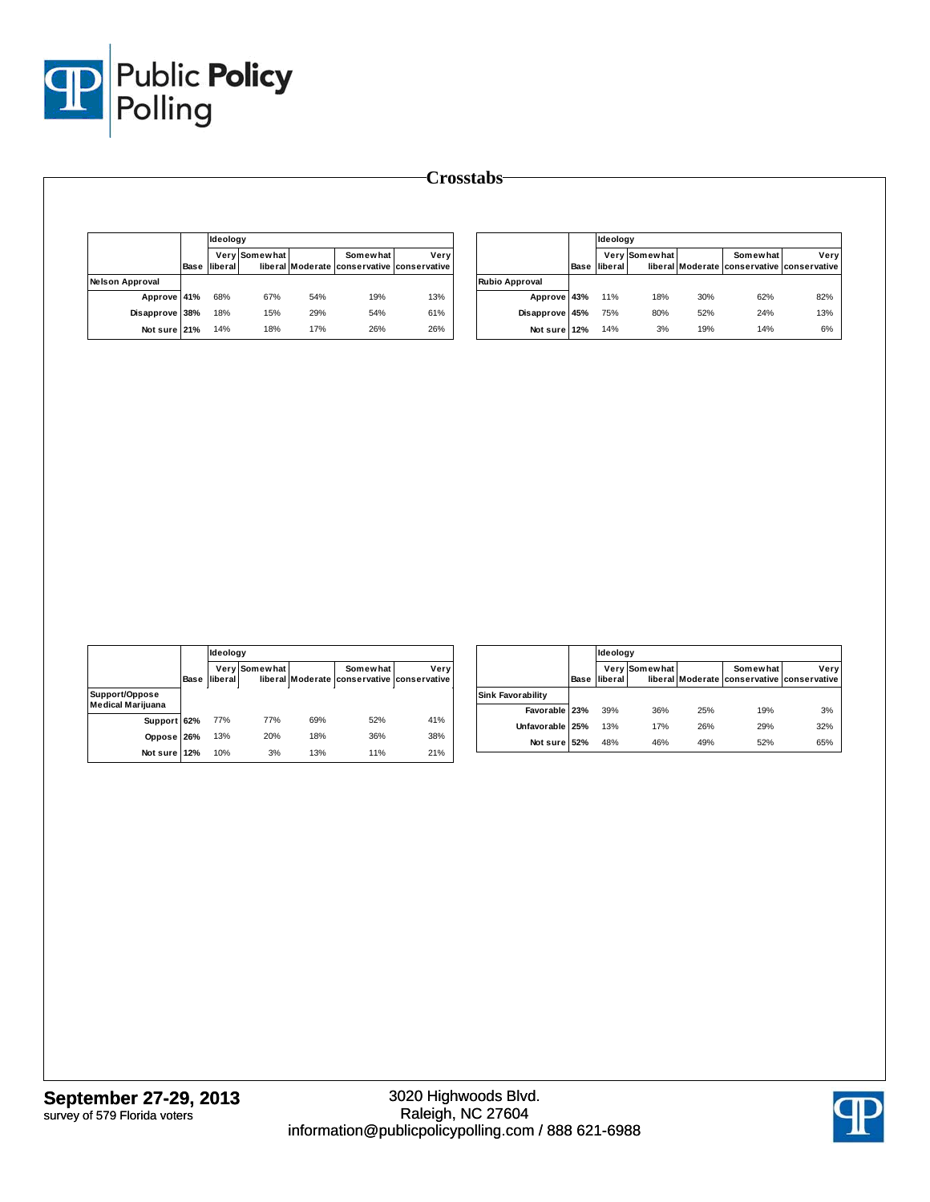# Crosstabs

| | Base | Ideology: Very liberal | Somewhat liberal | Moderate | Somewhat conservative | Very conservative |
|---|---|---|---|---|---|---|
| **Nelson Approval** | | | | | | |
| Approve | 41% | 68% | 67% | 54% | 19% | 13% |
| Disapprove | 38% | 18% | 15% | 29% | 54% | 61% |
| Not sure | 21% | 14% | 18% | 17% | 26% | 26% |

| | Base | Ideology: Very liberal | Somewhat liberal | Moderate | Somewhat conservative | Very conservative |
|---|---|---|---|---|---|---|
| **Rubio Approval** | | | | | | |
| Approve | 43% | 11% | 18% | 30% | 62% | 82% |
| Disapprove | 45% | 75% | 80% | 52% | 24% | 13% |
| Not sure | 12% | 14% | 3% | 19% | 14% | 6% |

| | Base | Ideology: Very liberal | Somewhat liberal | Moderate | Somewhat conservative | Very conservative |
|---|---|---|---|---|---|---|
| **Support/Oppose Medical Marijuana** | | | | | | |
| Support | 62% | 77% | 77% | 69% | 52% | 41% |
| Oppose | 26% | 13% | 20% | 18% | 36% | 38% |
| Not sure | 12% | 10% | 3% | 13% | 11% | 21% |

| | Base | Ideology: Very liberal | Somewhat liberal | Moderate | Somewhat conservative | Very conservative |
|---|---|---|---|---|---|---|
| **Sink Favorability** | | | | | | |
| Favorable | 23% | 39% | 36% | 25% | 19% | 3% |
| Unfavorable | 25% | 13% | 17% | 26% | 29% | 32% |
| Not sure | 52% | 48% | 46% | 49% | 52% | 65% |

**September 27-29, 2013**
survey of 579 Florida voters

3020 Highwoods Blvd.
Raleigh, NC 27604
information@publicpolicypolling.com / 888 621-6988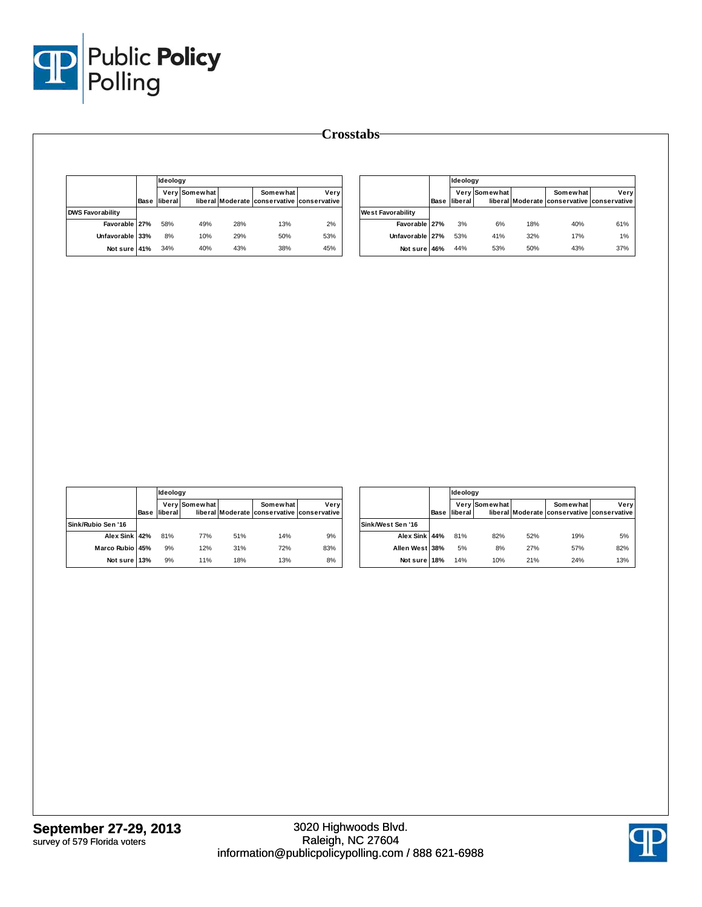# Crosstabs

| | Base | Ideology Very liberal | Somewhat liberal | Moderate | Somewhat conservative | Very conservative |
|---|---|---|---|---|---|---|
| **DWS Favorability** | | | | | | |
| Favorable | 27% | 58% | 49% | 28% | 13% | 2% |
| Unfavorable | 33% | 8% | 10% | 29% | 50% | 53% |
| Not sure | 41% | 34% | 40% | 43% | 38% | 45% |

| | Base | Ideology Very liberal | Somewhat liberal | Moderate | Somewhat conservative | Very conservative |
|---|---|---|---|---|---|---|
| **West Favorability** | | | | | | |
| Favorable | 27% | 3% | 6% | 18% | 40% | 61% |
| Unfavorable | 27% | 53% | 41% | 32% | 17% | 1% |
| Not sure | 46% | 44% | 53% | 50% | 43% | 37% |

| | Base | Ideology Very liberal | Somewhat liberal | Moderate | Somewhat conservative | Very conservative |
|---|---|---|---|---|---|---|
| **Sink/Rubio Sen '16** | | | | | | |
| Alex Sink | 42% | 81% | 77% | 51% | 14% | 9% |
| Marco Rubio | 45% | 9% | 12% | 31% | 72% | 83% |
| Not sure | 13% | 9% | 11% | 18% | 13% | 8% |

| | Base | Ideology Very liberal | Somewhat liberal | Moderate | Somewhat conservative | Very conservative |
|---|---|---|---|---|---|---|
| **Sink/West Sen '16** | | | | | | |
| Alex Sink | 44% | 81% | 82% | 52% | 19% | 5% |
| Allen West | 38% | 5% | 8% | 27% | 57% | 82% |
| Not sure | 18% | 14% | 10% | 21% | 24% | 13% |

**September 27-29, 2013**
survey of 579 Florida voters

3020 Highwoods Blvd.
Raleigh, NC 27604
information@publicpolicypolling.com / 888 621-6988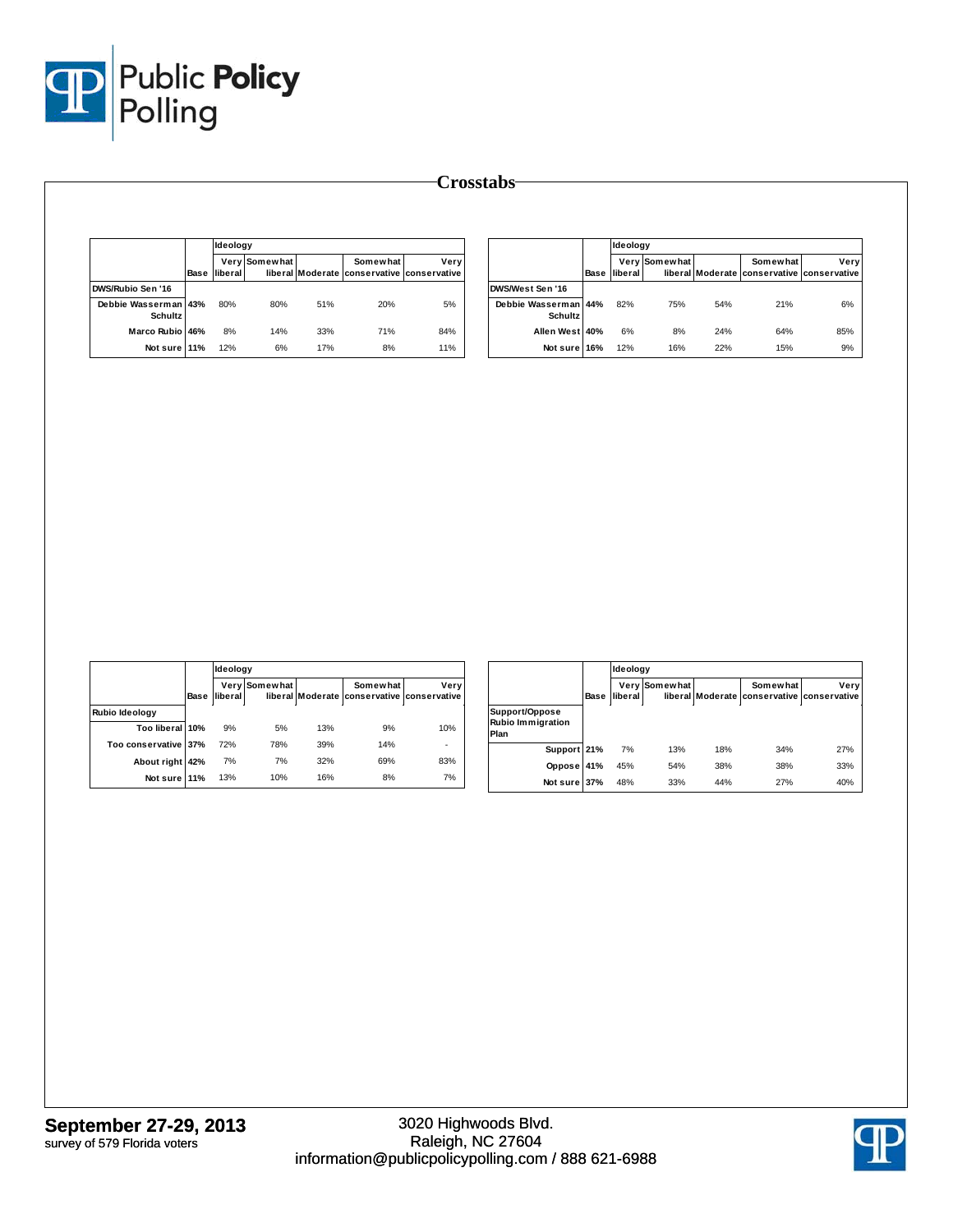# Crosstabs

| | Base | Ideology | | | | |
|---|---|---|---|---|---|---|
| | | Very liberal | Somewhat liberal | Moderate | Somewhat conservative | Very conservative |
| **DWS/Rubio Sen '16** | | | | | | |
| Debbie Wasserman Schultz | 43% | 80% | 80% | 51% | 20% | 5% |
| Marco Rubio | 46% | 8% | 14% | 33% | 71% | 84% |
| Not sure | 11% | 12% | 6% | 17% | 8% | 11% |

| | Base | Ideology | | | | |
|---|---|---|---|---|---|---|
| | | Very liberal | Somewhat liberal | Moderate | Somewhat conservative | Very conservative |
| **DWS/West Sen '16** | | | | | | |
| Debbie Wasserman Schultz | 44% | 82% | 75% | 54% | 21% | 6% |
| Allen West | 40% | 6% | 8% | 24% | 64% | 85% |
| Not sure | 16% | 12% | 16% | 22% | 15% | 9% |

| | Base | Ideology | | | | |
|---|---|---|---|---|---|---|
| | | Very liberal | Somewhat liberal | Moderate | Somewhat conservative | Very conservative |
| **Rubio Ideology** | | | | | | |
| Too liberal | 10% | 9% | 5% | 13% | 9% | 10% |
| Too conservative | 37% | 72% | 78% | 39% | 14% | - |
| About right | 42% | 7% | 7% | 32% | 69% | 83% |
| Not sure | 11% | 13% | 10% | 16% | 8% | 7% |

| | Base | Ideology | | | | |
|---|---|---|---|---|---|---|
| | | Very liberal | Somewhat liberal | Moderate | Somewhat conservative | Very conservative |
| **Support/Oppose Rubio Immigration Plan** | | | | | | |
| Support | 21% | 7% | 13% | 18% | 34% | 27% |
| Oppose | 41% | 45% | 54% | 38% | 38% | 33% |
| Not sure | 37% | 48% | 33% | 44% | 27% | 40% |

**September 27-29, 2013**
survey of 579 Florida voters

3020 Highwoods Blvd.
Raleigh, NC 27604
information@publicpolicypolling.com / 888 621-6988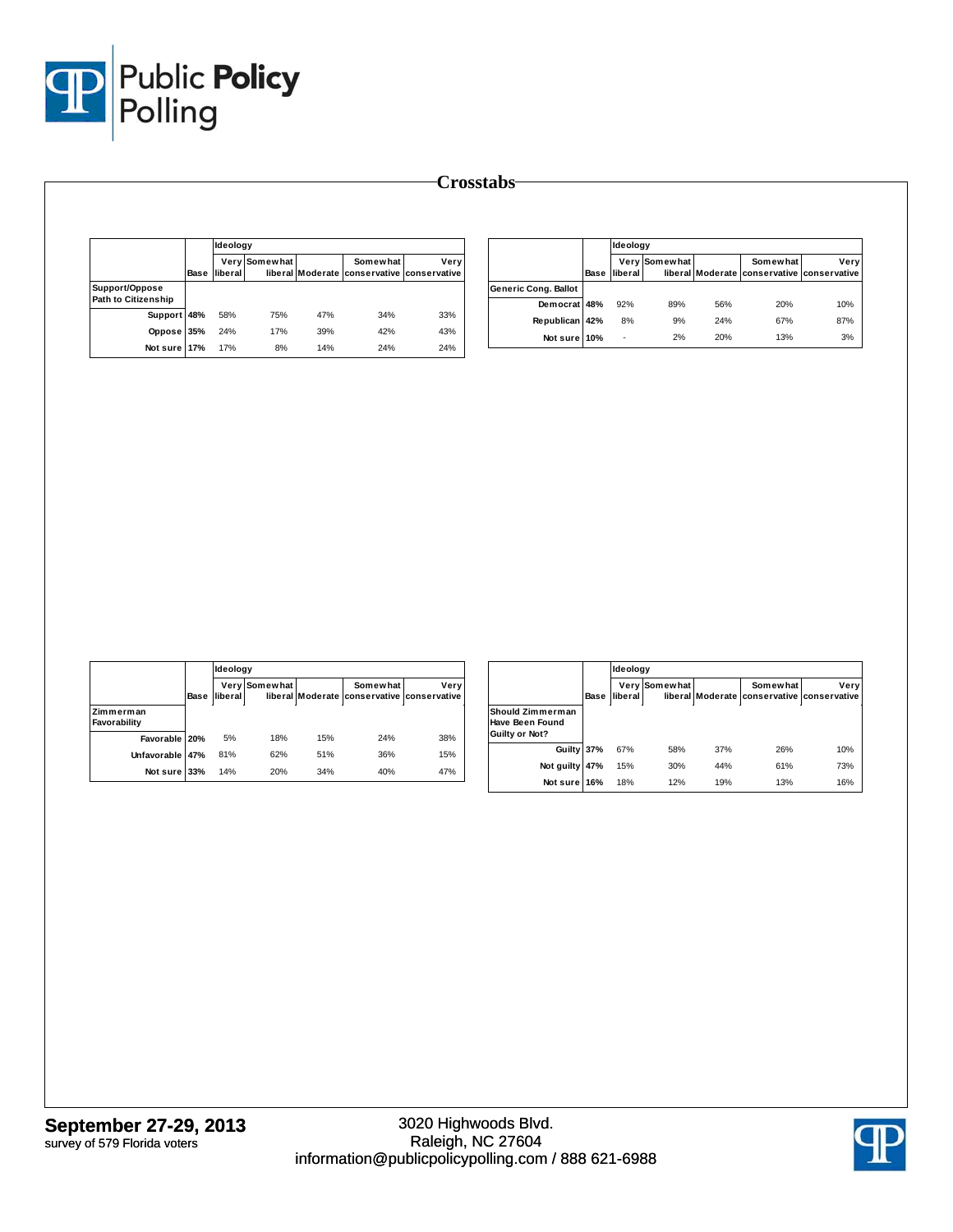# Crosstabs

| | Base | Ideology | | | | |
|---|---|---|---|---|---|---|
| | | Very liberal | Somewhat liberal | Moderate | Somewhat conservative | Very conservative |
| **Support/Oppose Path to Citizenship** | | | | | | |
| Support | 48% | 58% | 75% | 47% | 34% | 33% |
| Oppose | 35% | 24% | 17% | 39% | 42% | 43% |
| Not sure | 17% | 17% | 8% | 14% | 24% | 24% |

| | Base | Ideology | | | | |
|---|---|---|---|---|---|---|
| | | Very liberal | Somewhat liberal | Moderate | Somewhat conservative | Very conservative |
| **Generic Cong. Ballot** | | | | | | |
| Democrat | 48% | 92% | 89% | 56% | 20% | 10% |
| Republican | 42% | 8% | 9% | 24% | 67% | 87% |
| Not sure | 10% | - | 2% | 20% | 13% | 3% |

| | Base | Ideology | | | | |
|---|---|---|---|---|---|---|
| | | Very liberal | Somewhat liberal | Moderate | Somewhat conservative | Very conservative |
| **Zimmerman Favorability** | | | | | | |
| Favorable | 20% | 5% | 18% | 15% | 24% | 38% |
| Unfavorable | 47% | 81% | 62% | 51% | 36% | 15% |
| Not sure | 33% | 14% | 20% | 34% | 40% | 47% |

| | Base | Ideology | | | | |
|---|---|---|---|---|---|---|
| | | Very liberal | Somewhat liberal | Moderate | Somewhat conservative | Very conservative |
| **Should Zimmerman Have Been Found Guilty or Not?** | | | | | | |
| Guilty | 37% | 67% | 58% | 37% | 26% | 10% |
| Not guilty | 47% | 15% | 30% | 44% | 61% | 73% |
| Not sure | 16% | 18% | 12% | 19% | 13% | 16% |

**September 27-29, 2013**
survey of 579 Florida voters

3020 Highwoods Blvd.
Raleigh, NC 27604
information@publicpolicypolling.com / 888 621-6988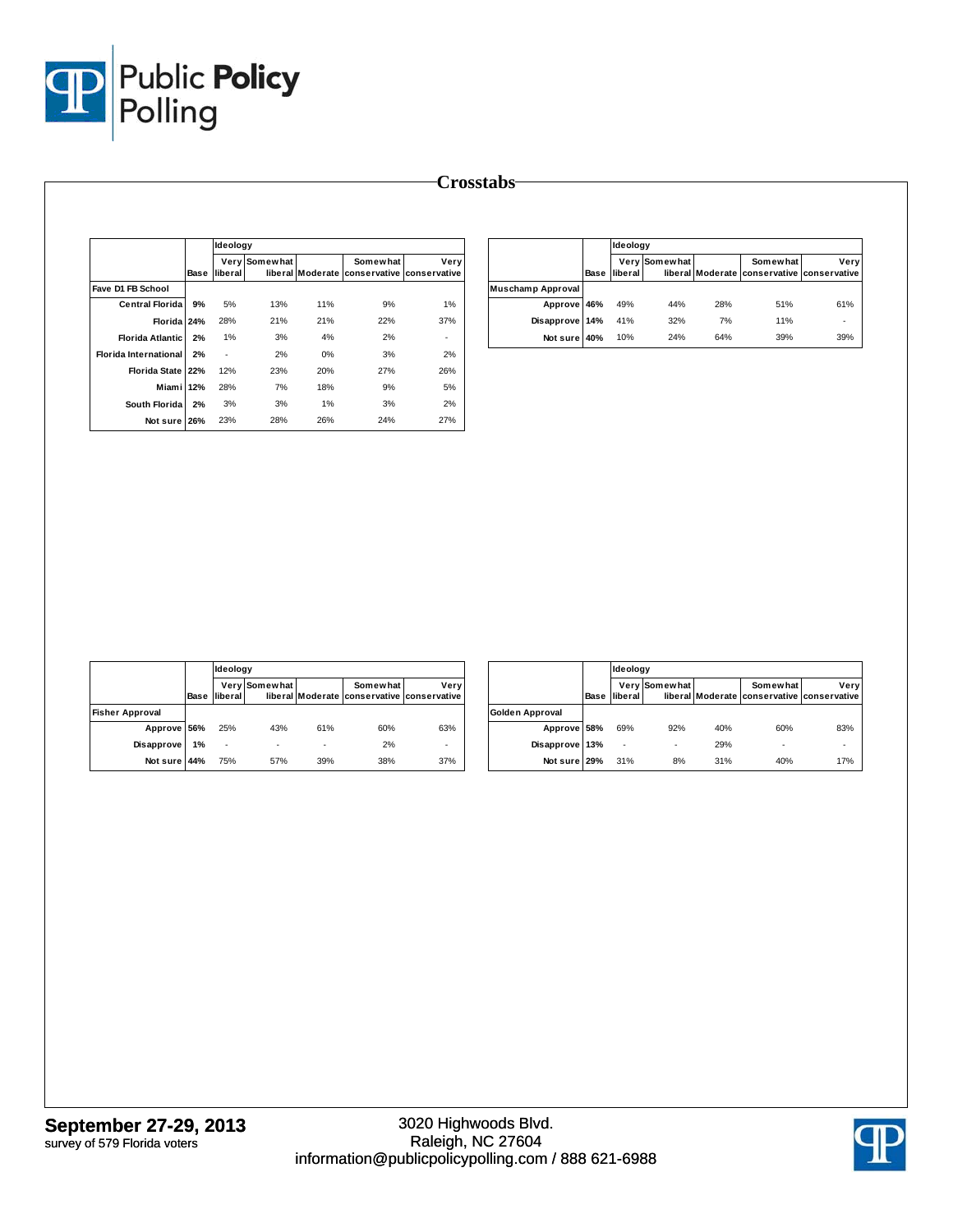# Crosstabs

| | Base | Ideology Very liberal | Somewhat liberal | Moderate | Somewhat conservative | Very conservative |
|---|---|---|---|---|---|---|
| **Fave D1 FB School** | | | | | | |
| Central Florida | 9% | 5% | 13% | 11% | 9% | 1% |
| Florida | 24% | 28% | 21% | 21% | 22% | 37% |
| Florida Atlantic | 2% | 1% | 3% | 4% | 2% | - |
| Florida International | 2% | - | 2% | 0% | 3% | 2% |
| Florida State | 22% | 12% | 23% | 20% | 27% | 26% |
| Miami | 12% | 28% | 7% | 18% | 9% | 5% |
| South Florida | 2% | 3% | 3% | 1% | 3% | 2% |
| Not sure | 26% | 23% | 28% | 26% | 24% | 27% |

| | Base | Ideology Very liberal | Somewhat liberal | Moderate | Somewhat conservative | Very conservative |
|---|---|---|---|---|---|---|
| **Muschamp Approval** | | | | | | |
| Approve | 46% | 49% | 44% | 28% | 51% | 61% |
| Disapprove | 14% | 41% | 32% | 7% | 11% | - |
| Not sure | 40% | 10% | 24% | 64% | 39% | 39% |

| | Base | Ideology Very liberal | Somewhat liberal | Moderate | Somewhat conservative | Very conservative |
|---|---|---|---|---|---|---|
| **Fisher Approval** | | | | | | |
| Approve | 56% | 25% | 43% | 61% | 60% | 63% |
| Disapprove | 1% | - | - | - | 2% | - |
| Not sure | 44% | 75% | 57% | 39% | 38% | 37% |

| | Base | Ideology Very liberal | Somewhat liberal | Moderate | Somewhat conservative | Very conservative |
|---|---|---|---|---|---|---|
| **Golden Approval** | | | | | | |
| Approve | 58% | 69% | 92% | 40% | 60% | 83% |
| Disapprove | 13% | - | - | 29% | - | - |
| Not sure | 29% | 31% | 8% | 31% | 40% | 17% |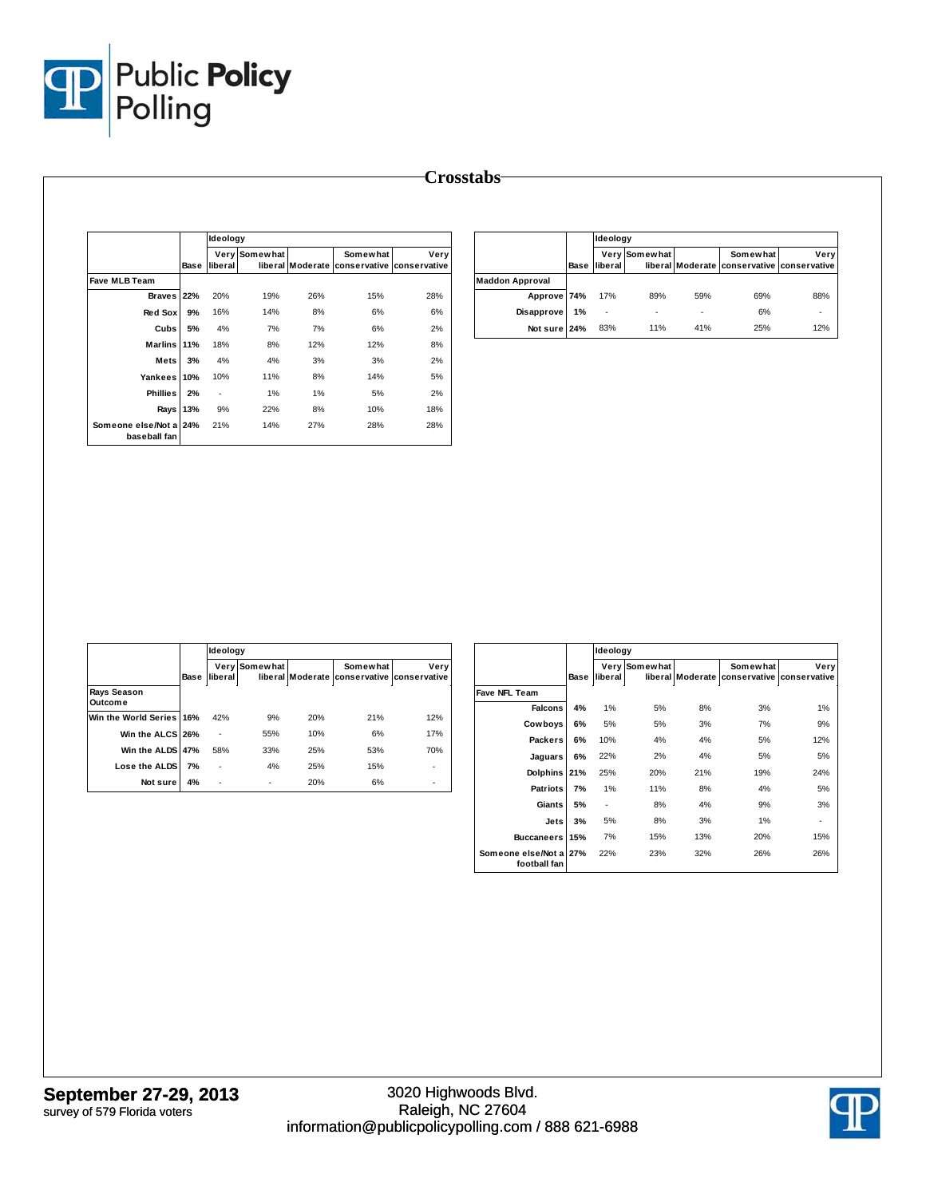## Crosstabs

| | Base | Ideology Very liberal | Somewhat liberal | Moderate | Somewhat conservative | Very conservative |
|---|---|---|---|---|---|---|
| **Fave MLB Team** | | | | | | |
| Braves | 22% | 20% | 19% | 26% | 15% | 28% |
| Red Sox | 9% | 16% | 14% | 8% | 6% | 6% |
| Cubs | 5% | 4% | 7% | 7% | 6% | 2% |
| Marlins | 11% | 18% | 8% | 12% | 12% | 8% |
| Mets | 3% | 4% | 4% | 3% | 3% | 2% |
| Yankees | 10% | 10% | 11% | 8% | 14% | 5% |
| Phillies | 2% | - | 1% | 1% | 5% | 2% |
| Rays | 13% | 9% | 22% | 8% | 10% | 18% |
| Someone else/Not a baseball fan | 24% | 21% | 14% | 27% | 28% | 28% |

| | Base | Ideology Very liberal | Somewhat liberal | Moderate | Somewhat conservative | Very conservative |
|---|---|---|---|---|---|---|
| **Maddon Approval** | | | | | | |
| Approve | 74% | 17% | 89% | 59% | 69% | 88% |
| Disapprove | 1% | - | - | - | 6% | - |
| Not sure | 24% | 83% | 11% | 41% | 25% | 12% |

| | Base | Ideology Very liberal | Somewhat liberal | Moderate | Somewhat conservative | Very conservative |
|---|---|---|---|---|---|---|
| **Rays Season Outcome** | | | | | | |
| Win the World Series | 16% | 42% | 9% | 20% | 21% | 12% |
| Win the ALCS | 26% | - | 55% | 10% | 6% | 17% |
| Win the ALDS | 47% | 58% | 33% | 25% | 53% | 70% |
| Lose the ALDS | 7% | - | 4% | 25% | 15% | - |
| Not sure | 4% | - | - | 20% | 6% | - |

| | Base | Ideology Very liberal | Somewhat liberal | Moderate | Somewhat conservative | Very conservative |
|---|---|---|---|---|---|---|
| **Fave NFL Team** | | | | | | |
| Falcons | 4% | 1% | 5% | 8% | 3% | 1% |
| Cowboys | 6% | 5% | 5% | 3% | 7% | 9% |
| Packers | 6% | 10% | 4% | 4% | 5% | 12% |
| Jaguars | 6% | 22% | 2% | 4% | 5% | 5% |
| Dolphins | 21% | 25% | 20% | 21% | 19% | 24% |
| Patriots | 7% | 1% | 11% | 8% | 4% | 5% |
| Giants | 5% | - | 8% | 4% | 9% | 3% |
| Jets | 3% | 5% | 8% | 3% | 1% | - |
| Buccaneers | 15% | 7% | 15% | 13% | 20% | 15% |
| Someone else/Not a football fan | 27% | 22% | 23% | 32% | 26% | 26% |

**September 27-29, 2013**
survey of 579 Florida voters

3020 Highwoods Blvd.
Raleigh, NC 27604
information@publicpolicypolling.com / 888 621-6988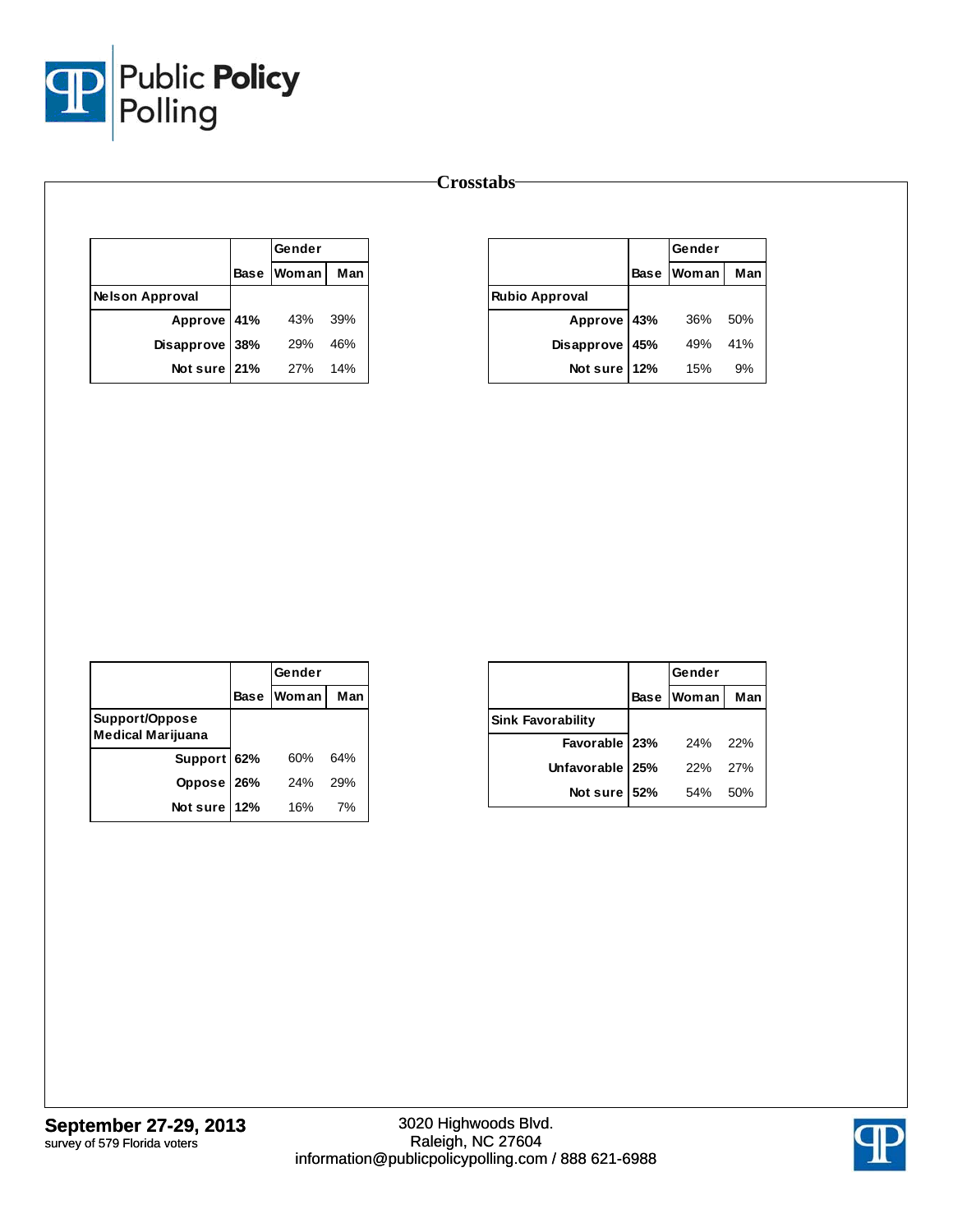## Crosstabs

| | Base | Gender | |
|---|---|---|---|
| | | Woman | Man |
| **Nelson Approval** | | | |
| Approve | **41%** | 43% | 39% |
| Disapprove | **38%** | 29% | 46% |
| Not sure | **21%** | 27% | 14% |

| | Base | Gender | |
|---|---|---|---|
| | | Woman | Man |
| **Rubio Approval** | | | |
| Approve | **43%** | 36% | 50% |
| Disapprove | **45%** | 49% | 41% |
| Not sure | **12%** | 15% | 9% |

| | Base | Gender | |
|---|---|---|---|
| | | Woman | Man |
| **Support/Oppose Medical Marijuana** | | | |
| Support | **62%** | 60% | 64% |
| Oppose | **26%** | 24% | 29% |
| Not sure | **12%** | 16% | 7% |

| | Base | Gender | |
|---|---|---|---|
| | | Woman | Man |
| **Sink Favorability** | | | |
| Favorable | **23%** | 24% | 22% |
| Unfavorable | **25%** | 22% | 27% |
| Not sure | **52%** | 54% | 50% |

**September 27-29, 2013**
survey of 579 Florida voters

3020 Highwoods Blvd.
Raleigh, NC 27604
information@publicpolicypolling.com / 888 621-6988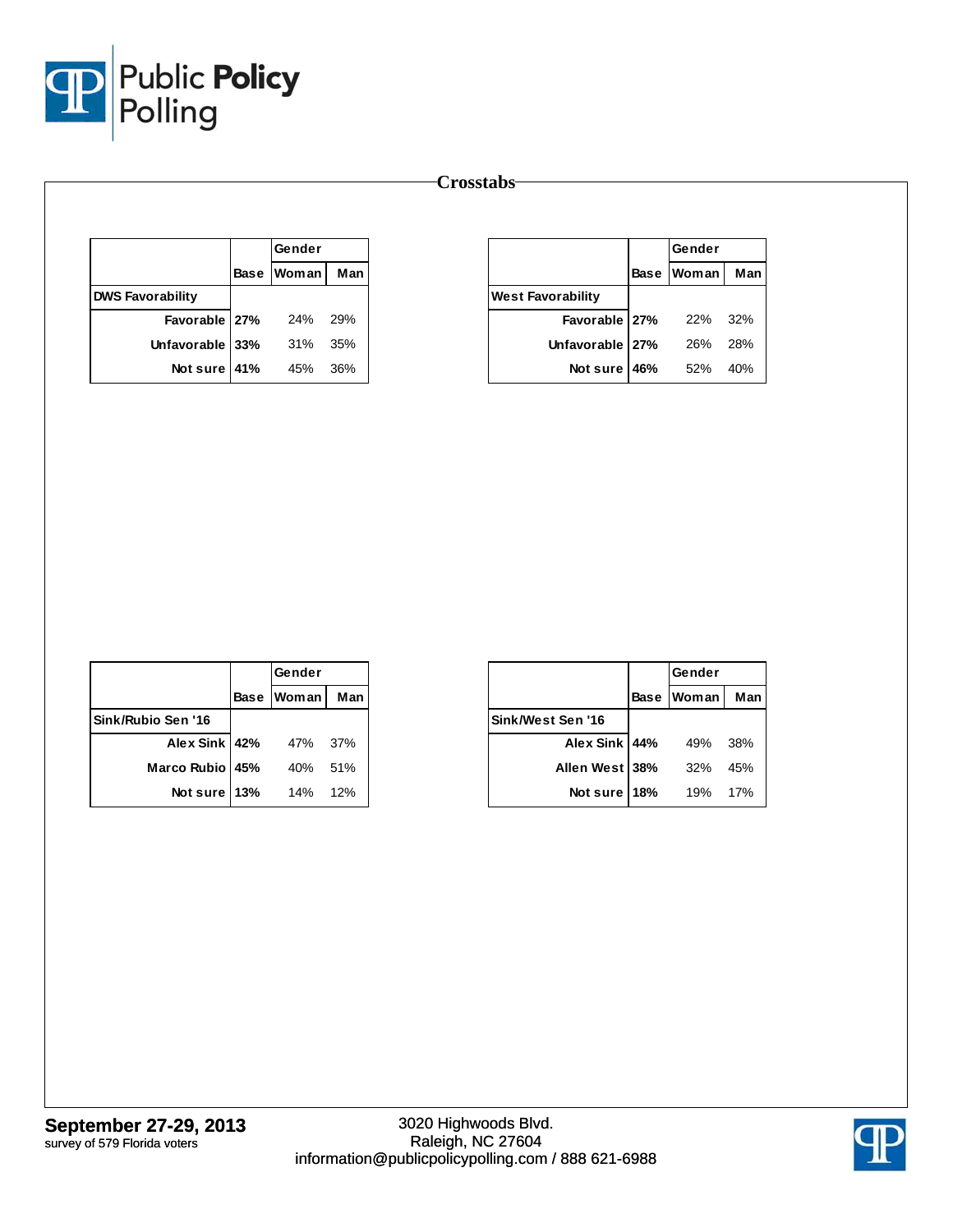## Crosstabs

| | Base | Gender | |
|---|---|---|---|
| | | Woman | Man |
| **DWS Favorability** | | | |
| Favorable | **27%** | 24% | 29% |
| Unfavorable | **33%** | 31% | 35% |
| Not sure | **41%** | 45% | 36% |

| | Base | Gender | |
|---|---|---|---|
| | | Woman | Man |
| **West Favorability** | | | |
| Favorable | **27%** | 22% | 32% |
| Unfavorable | **27%** | 26% | 28% |
| Not sure | **46%** | 52% | 40% |

| | Base | Gender | |
|---|---|---|---|
| | | Woman | Man |
| **Sink/Rubio Sen '16** | | | |
| Alex Sink | **42%** | 47% | 37% |
| Marco Rubio | **45%** | 40% | 51% |
| Not sure | **13%** | 14% | 12% |

| | Base | Gender | |
|---|---|---|---|
| | | Woman | Man |
| **Sink/West Sen '16** | | | |
| Alex Sink | **44%** | 49% | 38% |
| Allen West | **38%** | 32% | 45% |
| Not sure | **18%** | 19% | 17% |

**September 27-29, 2013**
survey of 579 Florida voters

3020 Highwoods Blvd.
Raleigh, NC 27604
information@publicpolicypolling.com / 888 621-6988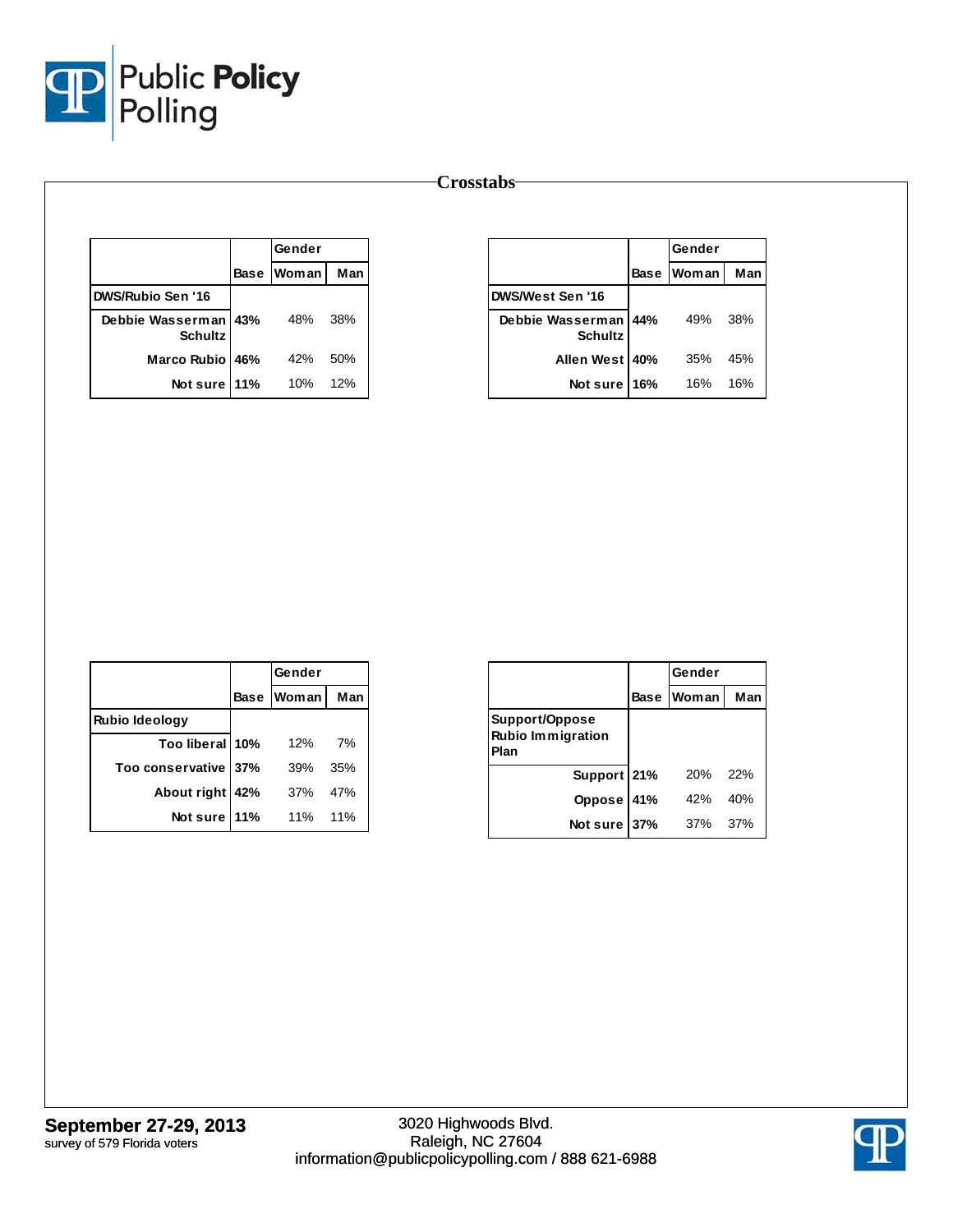# Crosstabs

| | Base | Gender | |
|---|---|---|---|
| | | Woman | Man |
| **DWS/Rubio Sen '16** | | | |
| Debbie Wasserman Schultz | **43%** | 48% | 38% |
| Marco Rubio | **46%** | 42% | 50% |
| Not sure | **11%** | 10% | 12% |

| | Base | Gender | |
|---|---|---|---|
| | | Woman | Man |
| **DWS/West Sen '16** | | | |
| Debbie Wasserman Schultz | **44%** | 49% | 38% |
| Allen West | **40%** | 35% | 45% |
| Not sure | **16%** | 16% | 16% |

| | Base | Gender | |
|---|---|---|---|
| | | Woman | Man |
| **Rubio Ideology** | | | |
| Too liberal | **10%** | 12% | 7% |
| Too conservative | **37%** | 39% | 35% |
| About right | **42%** | 37% | 47% |
| Not sure | **11%** | 11% | 11% |

| | Base | Gender | |
|---|---|---|---|
| | | Woman | Man |
| **Support/Oppose Rubio Immigration Plan** | | | |
| Support | **21%** | 20% | 22% |
| Oppose | **41%** | 42% | 40% |
| Not sure | **37%** | 37% | 37% |

**September 27-29, 2013**
survey of 579 Florida voters

3020 Highwoods Blvd.
Raleigh, NC 27604
information@publicpolicypolling.com / 888 621-6988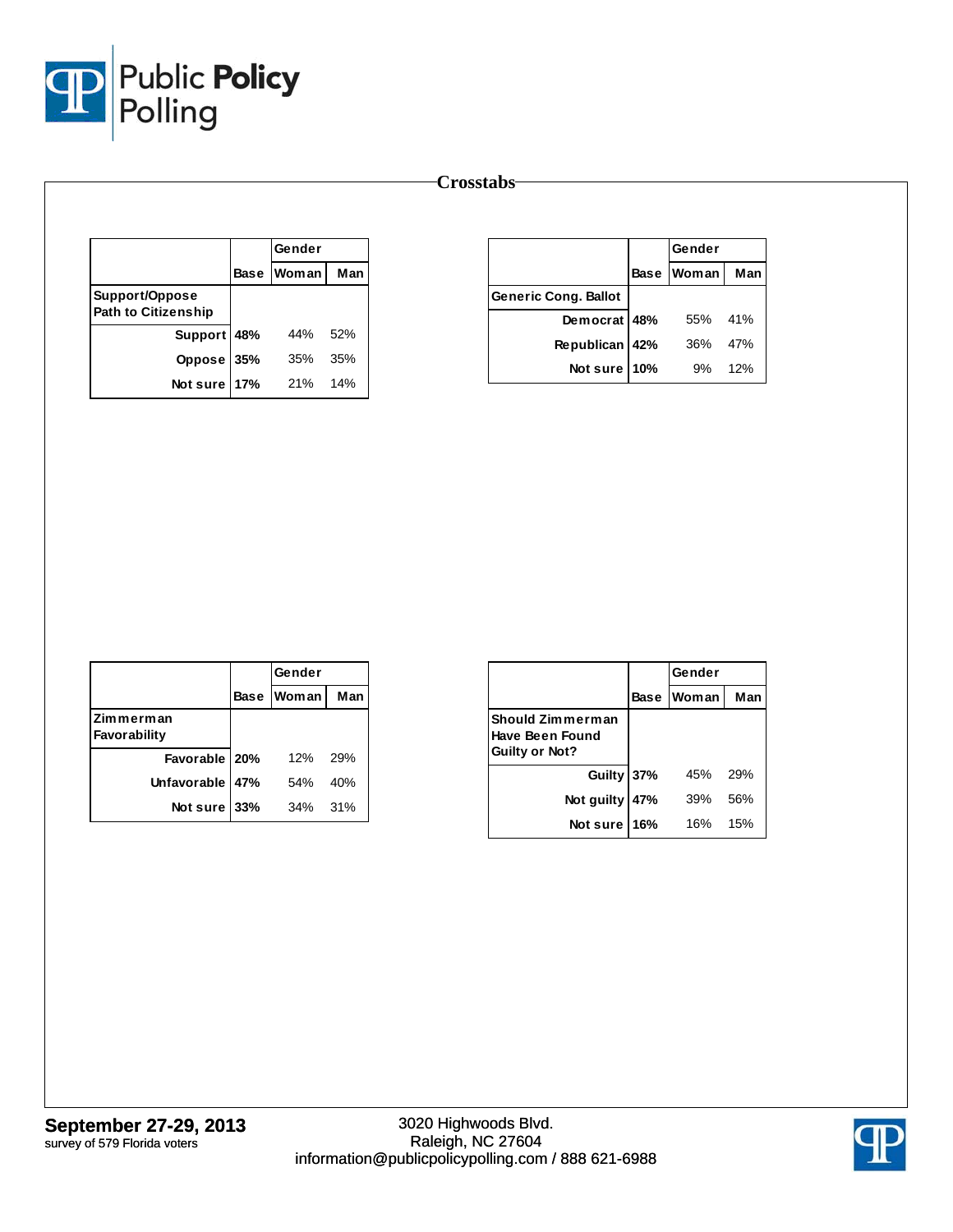## Crosstabs

| | Base | Gender | |
|---|---|---|---|
| | | Woman | Man |
| **Support/Oppose Path to Citizenship** | | | |
| Support | **48%** | 44% | 52% |
| Oppose | **35%** | 35% | 35% |
| Not sure | **17%** | 21% | 14% |

| | Base | Gender | |
|---|---|---|---|
| | | Woman | Man |
| **Generic Cong. Ballot** | | | |
| Democrat | **48%** | 55% | 41% |
| Republican | **42%** | 36% | 47% |
| Not sure | **10%** | 9% | 12% |

| | Base | Gender | |
|---|---|---|---|
| | | Woman | Man |
| **Zimmerman Favorability** | | | |
| Favorable | **20%** | 12% | 29% |
| Unfavorable | **47%** | 54% | 40% |
| Not sure | **33%** | 34% | 31% |

| | Base | Gender | |
|---|---|---|---|
| | | Woman | Man |
| **Should Zimmerman Have Been Found Guilty or Not?** | | | |
| Guilty | **37%** | 45% | 29% |
| Not guilty | **47%** | 39% | 56% |
| Not sure | **16%** | 16% | 15% |

**September 27-29, 2013**
survey of 579 Florida voters

3020 Highwoods Blvd.
Raleigh, NC 27604
information@publicpolicypolling.com / 888 621-6988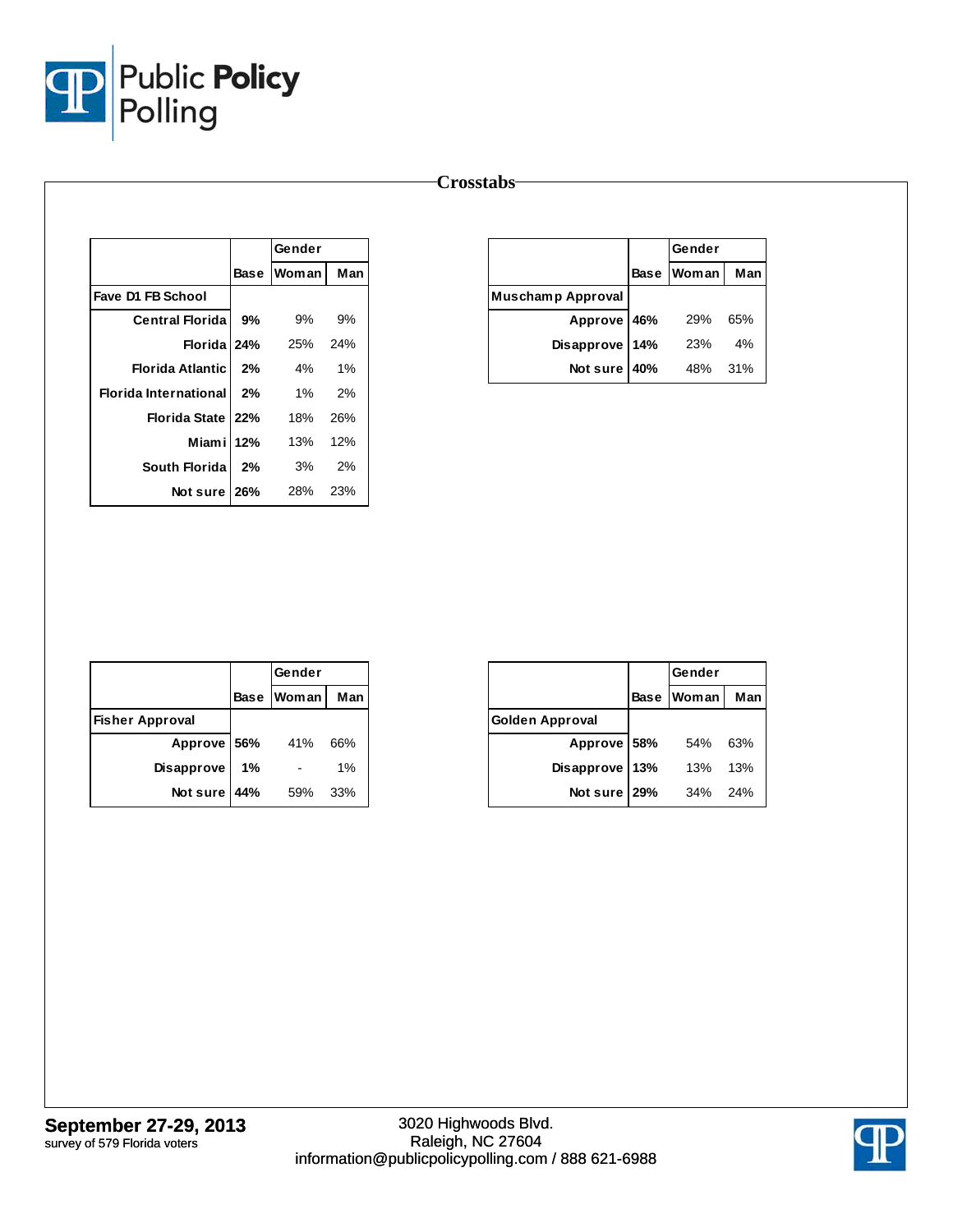# Crosstabs

| | Base | Gender | |
|---|---|---|---|
| | | Woman | Man |
| **Fave D1 FB School** | | | |
| Central Florida | 9% | 9% | 9% |
| Florida | 24% | 25% | 24% |
| Florida Atlantic | 2% | 4% | 1% |
| Florida International | 2% | 1% | 2% |
| Florida State | 22% | 18% | 26% |
| Miami | 12% | 13% | 12% |
| South Florida | 2% | 3% | 2% |
| Not sure | 26% | 28% | 23% |

| | Base | Gender | |
|---|---|---|---|
| | | Woman | Man |
| **Muschamp Approval** | | | |
| Approve | 46% | 29% | 65% |
| Disapprove | 14% | 23% | 4% |
| Not sure | 40% | 48% | 31% |

| | Base | Gender | |
|---|---|---|---|
| | | Woman | Man |
| **Fisher Approval** | | | |
| Approve | 56% | 41% | 66% |
| Disapprove | 1% | - | 1% |
| Not sure | 44% | 59% | 33% |

| | Base | Gender | |
|---|---|---|---|
| | | Woman | Man |
| **Golden Approval** | | | |
| Approve | 58% | 54% | 63% |
| Disapprove | 13% | 13% | 13% |
| Not sure | 29% | 34% | 24% |

**September 27-29, 2013**
survey of 579 Florida voters

3020 Highwoods Blvd.
Raleigh, NC 27604
information@publicpolicypolling.com / 888 621-6988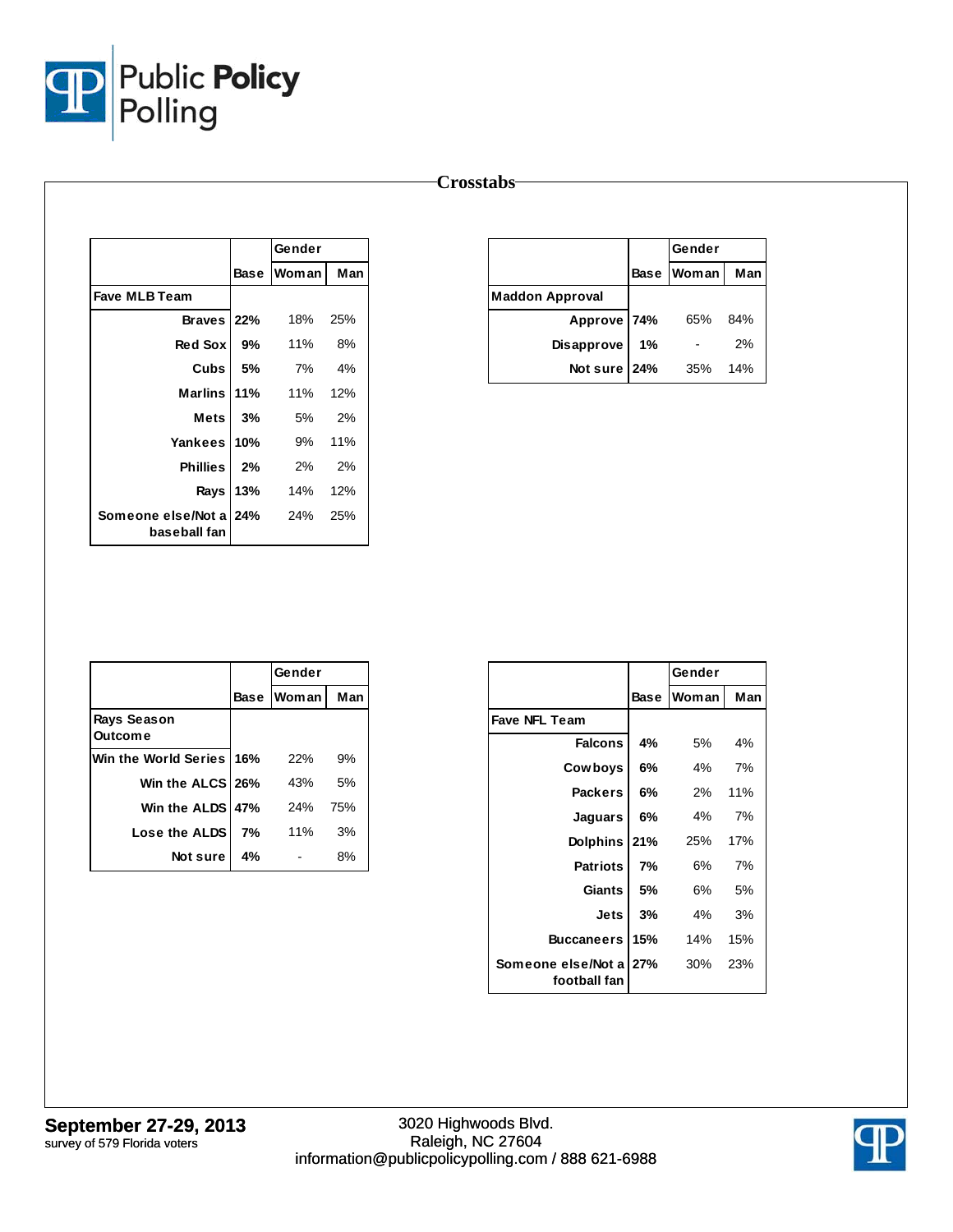# Crosstabs

| | Base | Gender | |
|---|---|---|---|
| | | Woman | Man |
| **Fave MLB Team** | | | |
| Braves | **22%** | 18% | 25% |
| Red Sox | **9%** | 11% | 8% |
| Cubs | **5%** | 7% | 4% |
| Marlins | **11%** | 11% | 12% |
| Mets | **3%** | 5% | 2% |
| Yankees | **10%** | 9% | 11% |
| Phillies | **2%** | 2% | 2% |
| Rays | **13%** | 14% | 12% |
| Someone else/Not a baseball fan | **24%** | 24% | 25% |

| | Base | Gender | |
|---|---|---|---|
| | | Woman | Man |
| **Maddon Approval** | | | |
| Approve | **74%** | 65% | 84% |
| Disapprove | **1%** | - | 2% |
| Not sure | **24%** | 35% | 14% |

| | Base | Gender | |
|---|---|---|---|
| | | Woman | Man |
| **Rays Season Outcome** | | | |
| Win the World Series | **16%** | 22% | 9% |
| Win the ALCS | **26%** | 43% | 5% |
| Win the ALDS | **47%** | 24% | 75% |
| Lose the ALDS | **7%** | 11% | 3% |
| Not sure | **4%** | - | 8% |

| | Base | Gender | |
|---|---|---|---|
| | | Woman | Man |
| **Fave NFL Team** | | | |
| Falcons | **4%** | 5% | 4% |
| Cowboys | **6%** | 4% | 7% |
| Packers | **6%** | 2% | 11% |
| Jaguars | **6%** | 4% | 7% |
| Dolphins | **21%** | 25% | 17% |
| Patriots | **7%** | 6% | 7% |
| Giants | **5%** | 6% | 5% |
| Jets | **3%** | 4% | 3% |
| Buccaneers | **15%** | 14% | 15% |
| Someone else/Not a football fan | **27%** | 30% | 23% |

**September 27-29, 2013**
survey of 579 Florida voters

3020 Highwoods Blvd.
Raleigh, NC 27604
information@publicpolicypolling.com / 888 621-6988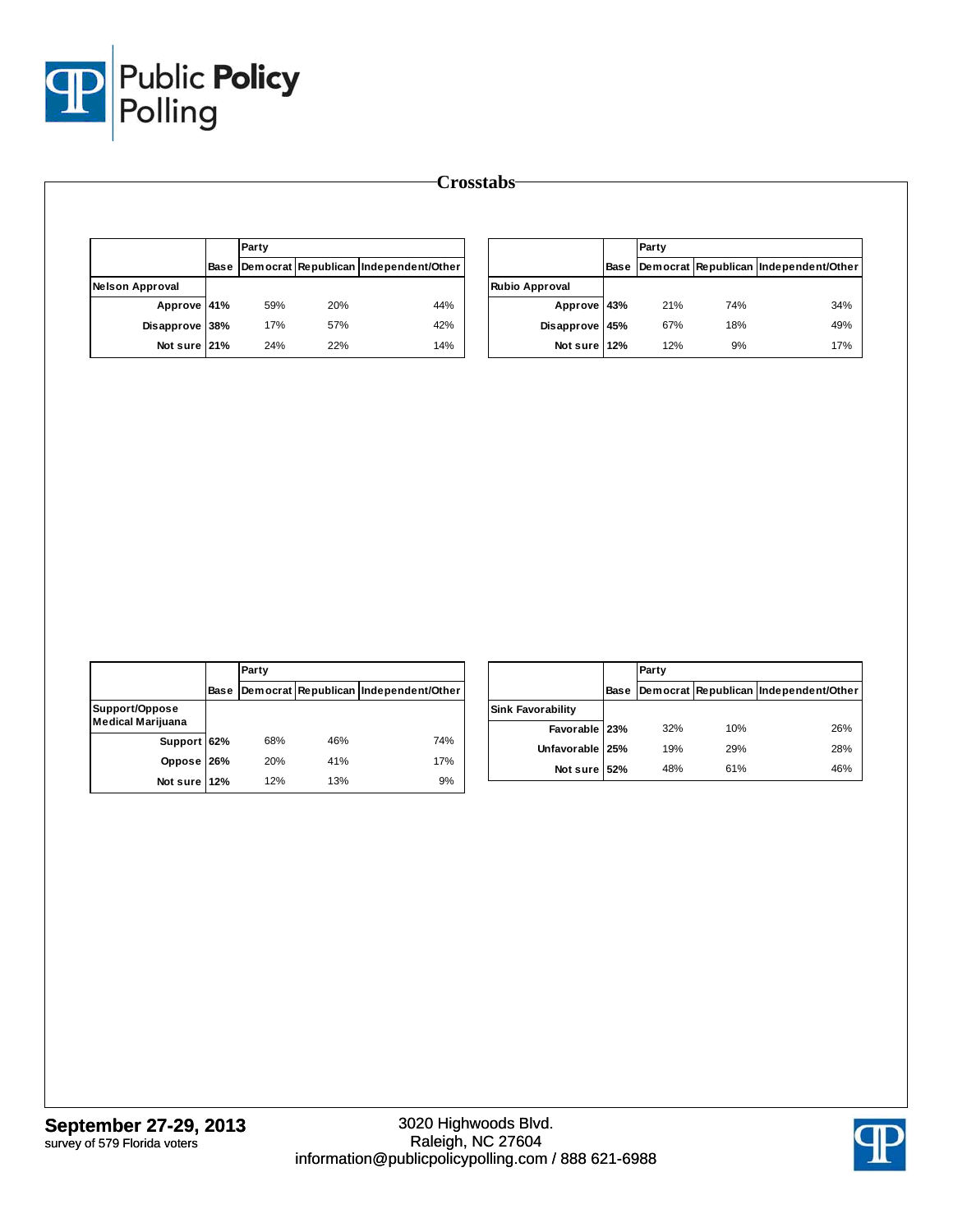# Crosstabs

| | Base | Party | | |
|---|---|---|---|---|
| | | Democrat | Republican | Independent/Other |
| **Nelson Approval** | | | | |
| Approve | 41% | 59% | 20% | 44% |
| Disapprove | 38% | 17% | 57% | 42% |
| Not sure | 21% | 24% | 22% | 14% |

| | Base | Party | | |
|---|---|---|---|---|
| | | Democrat | Republican | Independent/Other |
| **Rubio Approval** | | | | |
| Approve | 43% | 21% | 74% | 34% |
| Disapprove | 45% | 67% | 18% | 49% |
| Not sure | 12% | 12% | 9% | 17% |

| | Base | Party | | |
|---|---|---|---|---|
| | | Democrat | Republican | Independent/Other |
| **Support/Oppose Medical Marijuana** | | | | |
| Support | 62% | 68% | 46% | 74% |
| Oppose | 26% | 20% | 41% | 17% |
| Not sure | 12% | 12% | 13% | 9% |

| | Base | Party | | |
|---|---|---|---|---|
| | | Democrat | Republican | Independent/Other |
| **Sink Favorability** | | | | |
| Favorable | 23% | 32% | 10% | 26% |
| Unfavorable | 25% | 19% | 29% | 28% |
| Not sure | 52% | 48% | 61% | 46% |

**September 27-29, 2013**
survey of 579 Florida voters

3020 Highwoods Blvd.
Raleigh, NC 27604
information@publicpolicypolling.com / 888 621-6988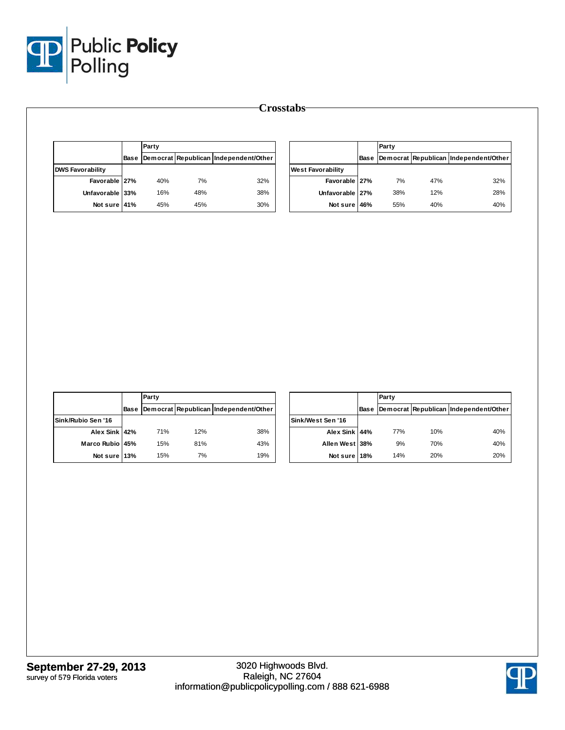# Crosstabs

| | Base | Party | | |
|---|---|---|---|---|
| | | Democrat | Republican | Independent/Other |
| **DWS Favorability** | | | | |
| Favorable | 27% | 40% | 7% | 32% |
| Unfavorable | 33% | 16% | 48% | 38% |
| Not sure | 41% | 45% | 45% | 30% |

| | Base | Party | | |
|---|---|---|---|---|
| | | Democrat | Republican | Independent/Other |
| **West Favorability** | | | | |
| Favorable | 27% | 7% | 47% | 32% |
| Unfavorable | 27% | 38% | 12% | 28% |
| Not sure | 46% | 55% | 40% | 40% |

| | Base | Party | | |
|---|---|---|---|---|
| | | Democrat | Republican | Independent/Other |
| **Sink/Rubio Sen '16** | | | | |
| Alex Sink | 42% | 71% | 12% | 38% |
| Marco Rubio | 45% | 15% | 81% | 43% |
| Not sure | 13% | 15% | 7% | 19% |

| | Base | Party | | |
|---|---|---|---|---|
| | | Democrat | Republican | Independent/Other |
| **Sink/West Sen '16** | | | | |
| Alex Sink | 44% | 77% | 10% | 40% |
| Allen West | 38% | 9% | 70% | 40% |
| Not sure | 18% | 14% | 20% | 20% |

**September 27-29, 2013**
survey of 579 Florida voters

3020 Highwoods Blvd.
Raleigh, NC 27604
information@publicpolicypolling.com / 888 621-6988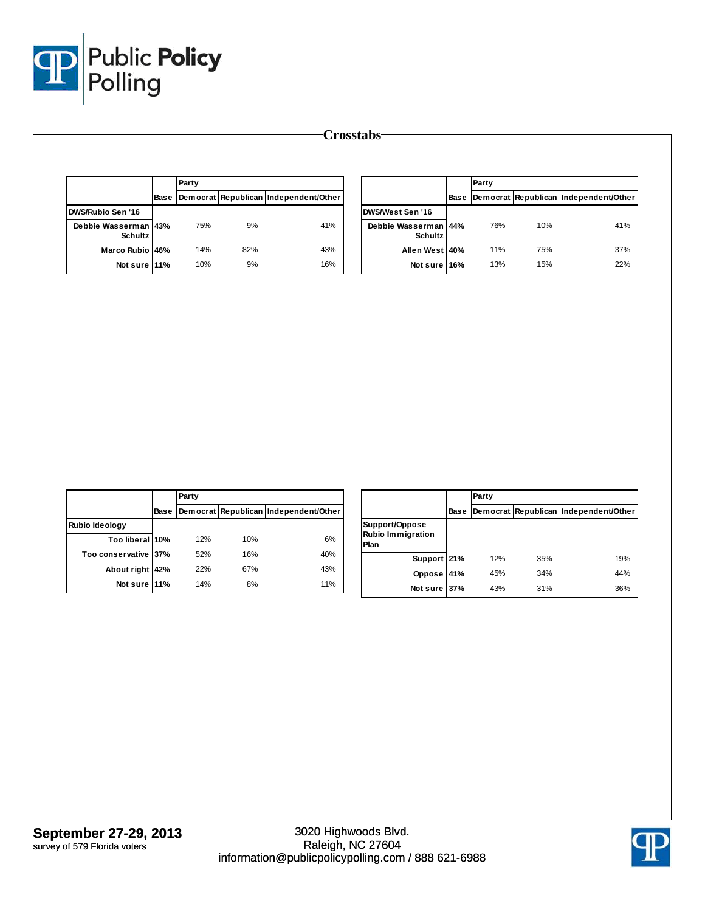## Crosstabs

| | Base | Party | | |
|---|---|---|---|---|
| | | Democrat | Republican | Independent/Other |
| **DWS/Rubio Sen '16** | | | | |
| Debbie Wasserman Schultz | 43% | 75% | 9% | 41% |
| Marco Rubio | 46% | 14% | 82% | 43% |
| Not sure | 11% | 10% | 9% | 16% |

| | Base | Party | | |
|---|---|---|---|---|
| | | Democrat | Republican | Independent/Other |
| **DWS/West Sen '16** | | | | |
| Debbie Wasserman Schultz | 44% | 76% | 10% | 41% |
| Allen West | 40% | 11% | 75% | 37% |
| Not sure | 16% | 13% | 15% | 22% |

| | Base | Party | | |
|---|---|---|---|---|
| | | Democrat | Republican | Independent/Other |
| **Rubio Ideology** | | | | |
| Too liberal | 10% | 12% | 10% | 6% |
| Too conservative | 37% | 52% | 16% | 40% |
| About right | 42% | 22% | 67% | 43% |
| Not sure | 11% | 14% | 8% | 11% |

| | Base | Party | | |
|---|---|---|---|---|
| | | Democrat | Republican | Independent/Other |
| **Support/Oppose Rubio Immigration Plan** | | | | |
| Support | 21% | 12% | 35% | 19% |
| Oppose | 41% | 45% | 34% | 44% |
| Not sure | 37% | 43% | 31% | 36% |

**September 27-29, 2013**
survey of 579 Florida voters

3020 Highwoods Blvd.
Raleigh, NC 27604
information@publicpolicypolling.com / 888 621-6988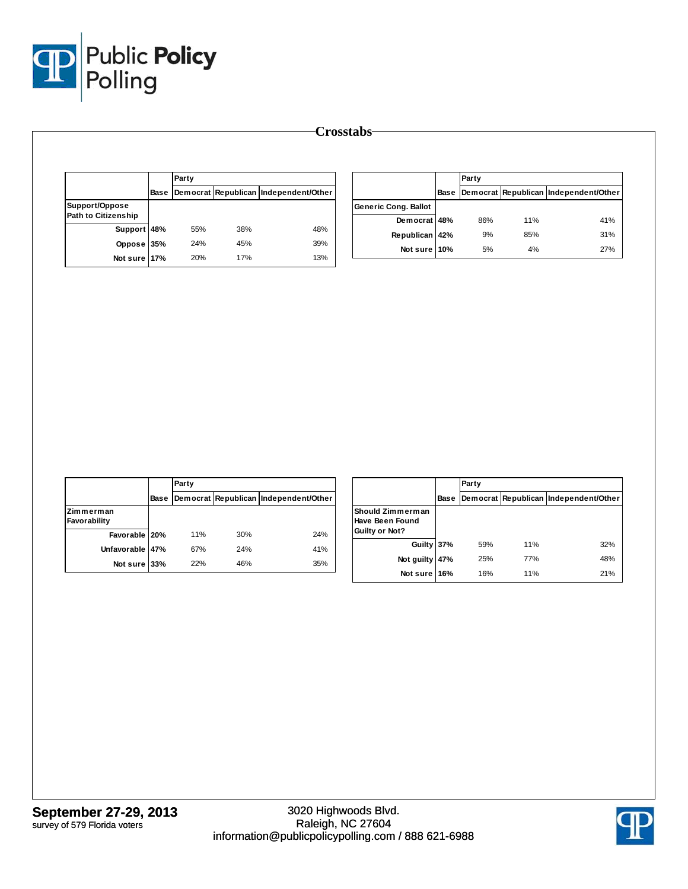# Crosstabs

| | Base | Party | | |
|---|---|---|---|---|
| | | Democrat | Republican | Independent/Other |
| **Support/Oppose Path to Citizenship** | | | | |
| Support | **48%** | 55% | 38% | 48% |
| Oppose | **35%** | 24% | 45% | 39% |
| Not sure | **17%** | 20% | 17% | 13% |

| | Base | Party | | |
|---|---|---|---|---|
| | | Democrat | Republican | Independent/Other |
| **Generic Cong. Ballot** | | | | |
| Democrat | **48%** | 86% | 11% | 41% |
| Republican | **42%** | 9% | 85% | 31% |
| Not sure | **10%** | 5% | 4% | 27% |

| | Base | Party | | |
|---|---|---|---|---|
| | | Democrat | Republican | Independent/Other |
| **Zimmerman Favorability** | | | | |
| Favorable | **20%** | 11% | 30% | 24% |
| Unfavorable | **47%** | 67% | 24% | 41% |
| Not sure | **33%** | 22% | 46% | 35% |

| | Base | Party | | |
|---|---|---|---|---|
| | | Democrat | Republican | Independent/Other |
| **Should Zimmerman Have Been Found Guilty or Not?** | | | | |
| Guilty | **37%** | 59% | 11% | 32% |
| Not guilty | **47%** | 25% | 77% | 48% |
| Not sure | **16%** | 16% | 11% | 21% |

**September 27-29, 2013**
survey of 579 Florida voters

3020 Highwoods Blvd.
Raleigh, NC 27604
information@publicpolicypolling.com / 888 621-6988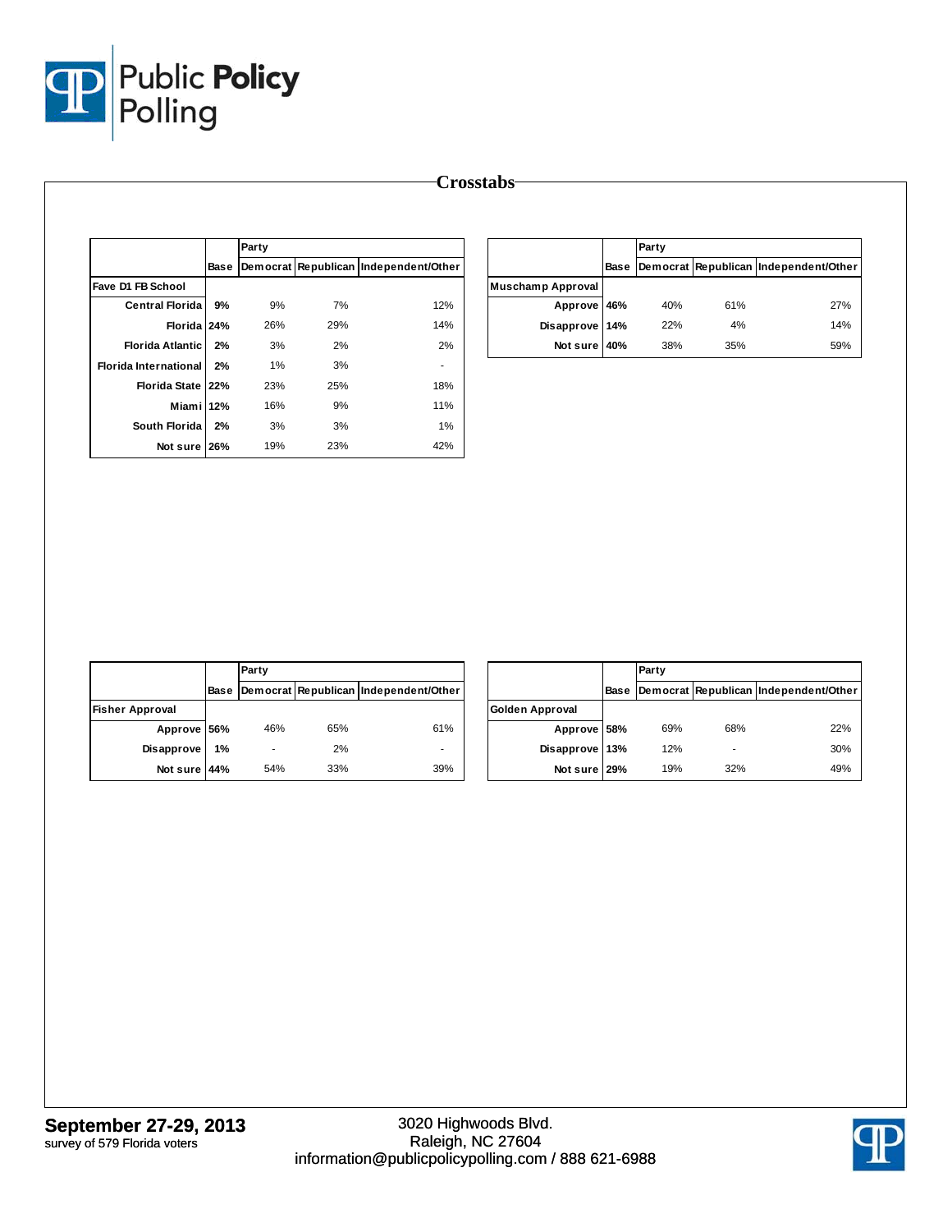# Crosstabs

| | Base | Party | | |
|---|---|---|---|---|
| | | Democrat | Republican | Independent/Other |
| **Fave D1 FB School** | | | | |
| Central Florida | 9% | 9% | 7% | 12% |
| Florida | 24% | 26% | 29% | 14% |
| Florida Atlantic | 2% | 3% | 2% | 2% |
| Florida International | 2% | 1% | 3% | - |
| Florida State | 22% | 23% | 25% | 18% |
| Miami | 12% | 16% | 9% | 11% |
| South Florida | 2% | 3% | 3% | 1% |
| Not sure | 26% | 19% | 23% | 42% |

| | Base | Party | | |
|---|---|---|---|---|
| | | Democrat | Republican | Independent/Other |
| **Muschamp Approval** | | | | |
| Approve | 46% | 40% | 61% | 27% |
| Disapprove | 14% | 22% | 4% | 14% |
| Not sure | 40% | 38% | 35% | 59% |

| | Base | Party | | |
|---|---|---|---|---|
| | | Democrat | Republican | Independent/Other |
| **Fisher Approval** | | | | |
| Approve | 56% | 46% | 65% | 61% |
| Disapprove | 1% | - | 2% | - |
| Not sure | 44% | 54% | 33% | 39% |

| | Base | Party | | |
|---|---|---|---|---|
| | | Democrat | Republican | Independent/Other |
| **Golden Approval** | | | | |
| Approve | 58% | 69% | 68% | 22% |
| Disapprove | 13% | 12% | - | 30% |
| Not sure | 29% | 19% | 32% | 49% |

**September 27-29, 2013**
survey of 579 Florida voters

3020 Highwoods Blvd.
Raleigh, NC 27604
information@publicpolicypolling.com / 888 621-6988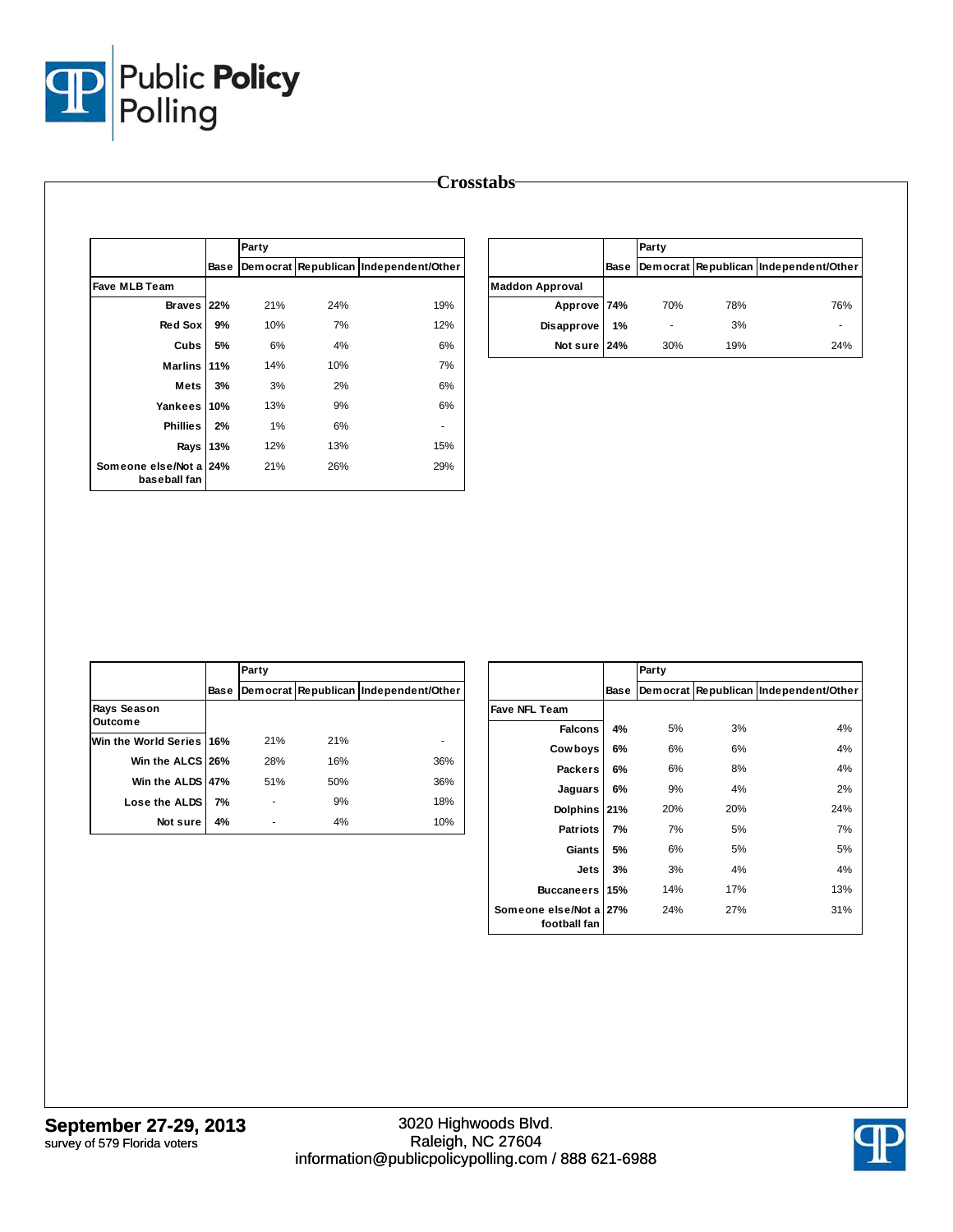# Crosstabs

| | Base | Party | | |
|---|---|---|---|---|
| | | Democrat | Republican | Independent/Other |
| **Fave MLB Team** | | | | |
| Braves | 22% | 21% | 24% | 19% |
| Red Sox | 9% | 10% | 7% | 12% |
| Cubs | 5% | 6% | 4% | 6% |
| Marlins | 11% | 14% | 10% | 7% |
| Mets | 3% | 3% | 2% | 6% |
| Yankees | 10% | 13% | 9% | 6% |
| Phillies | 2% | 1% | 6% | - |
| Rays | 13% | 12% | 13% | 15% |
| Someone else/Not a baseball fan | 24% | 21% | 26% | 29% |

| | Base | Party | | |
|---|---|---|---|---|
| | | Democrat | Republican | Independent/Other |
| **Maddon Approval** | | | | |
| Approve | 74% | 70% | 78% | 76% |
| Disapprove | 1% | - | 3% | - |
| Not sure | 24% | 30% | 19% | 24% |

| | Base | Party | | |
|---|---|---|---|---|
| | | Democrat | Republican | Independent/Other |
| **Rays Season Outcome** | | | | |
| Win the World Series | 16% | 21% | 21% | - |
| Win the ALCS | 26% | 28% | 16% | 36% |
| Win the ALDS | 47% | 51% | 50% | 36% |
| Lose the ALDS | 7% | - | 9% | 18% |
| Not sure | 4% | - | 4% | 10% |

| | Base | Party | | |
|---|---|---|---|---|
| | | Democrat | Republican | Independent/Other |
| **Fave NFL Team** | | | | |
| Falcons | 4% | 5% | 3% | 4% |
| Cowboys | 6% | 6% | 6% | 4% |
| Packers | 6% | 6% | 8% | 4% |
| Jaguars | 6% | 9% | 4% | 2% |
| Dolphins | 21% | 20% | 20% | 24% |
| Patriots | 7% | 7% | 5% | 7% |
| Giants | 5% | 6% | 5% | 5% |
| Jets | 3% | 3% | 4% | 4% |
| Buccaneers | 15% | 14% | 17% | 13% |
| Someone else/Not a football fan | 27% | 24% | 27% | 31% |

**September 27-29, 2013**
survey of 579 Florida voters

3020 Highwoods Blvd.
Raleigh, NC 27604
information@publicpolicypolling.com / 888 621-6988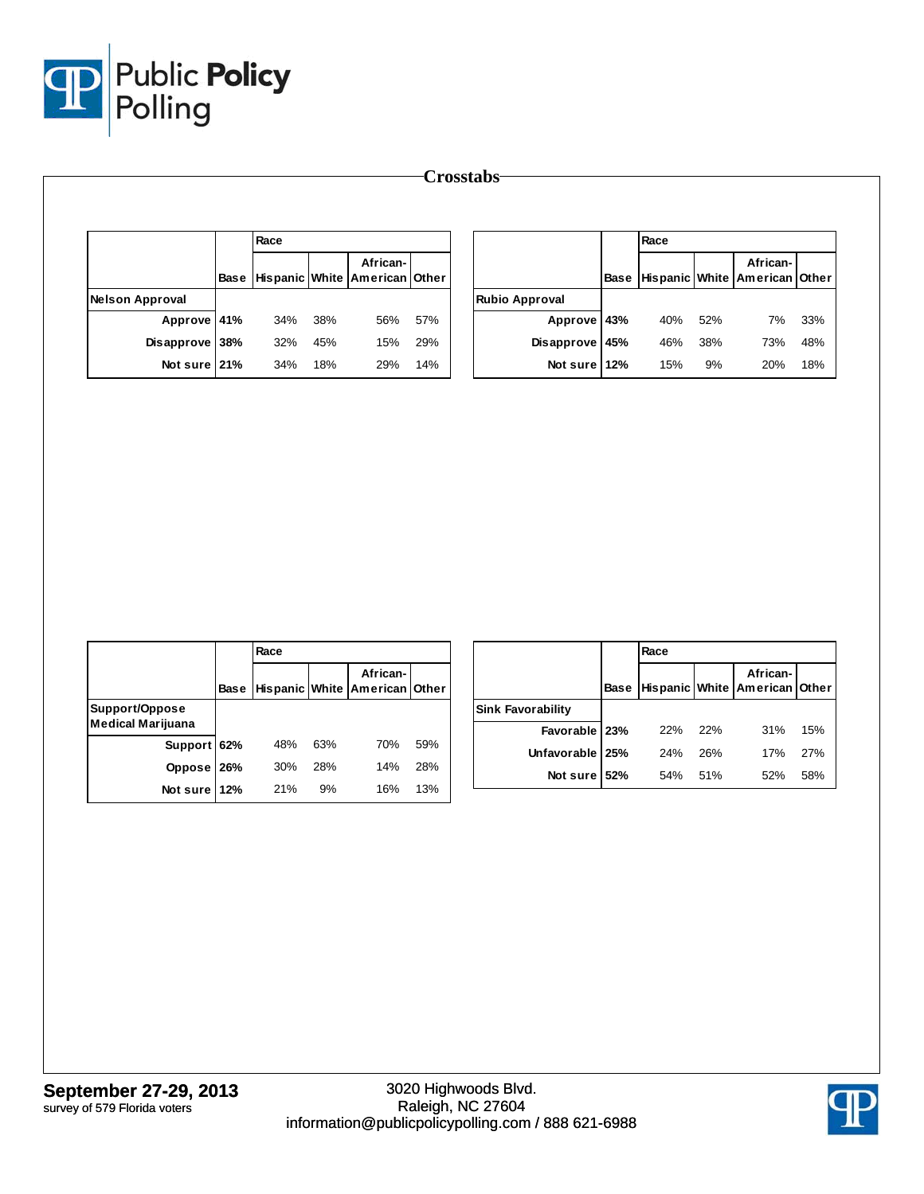Crosstabs

| | Base | Race | | | |
|---|---|---|---|---|---|
| | | Hispanic | White | African-American | Other |
| **Nelson Approval** | | | | | |
| Approve | 41% | 34% | 38% | 56% | 57% |
| Disapprove | 38% | 32% | 45% | 15% | 29% |
| Not sure | 21% | 34% | 18% | 29% | 14% |

| | Base | Race | | | |
|---|---|---|---|---|---|
| | | Hispanic | White | African-American | Other |
| **Rubio Approval** | | | | | |
| Approve | 43% | 40% | 52% | 7% | 33% |
| Disapprove | 45% | 46% | 38% | 73% | 48% |
| Not sure | 12% | 15% | 9% | 20% | 18% |

| | Base | Race | | | |
|---|---|---|---|---|---|
| | | Hispanic | White | African-American | Other |
| **Support/Oppose Medical Marijuana** | | | | | |
| Support | 62% | 48% | 63% | 70% | 59% |
| Oppose | 26% | 30% | 28% | 14% | 28% |
| Not sure | 12% | 21% | 9% | 16% | 13% |

| | Base | Race | | | |
|---|---|---|---|---|---|
| | | Hispanic | White | African-American | Other |
| **Sink Favorability** | | | | | |
| Favorable | 23% | 22% | 22% | 31% | 15% |
| Unfavorable | 25% | 24% | 26% | 17% | 27% |
| Not sure | 52% | 54% | 51% | 52% | 58% |

**September 27-29, 2013**
survey of 579 Florida voters

3020 Highwoods Blvd.
Raleigh, NC 27604
information@publicpolicypolling.com / 888 621-6988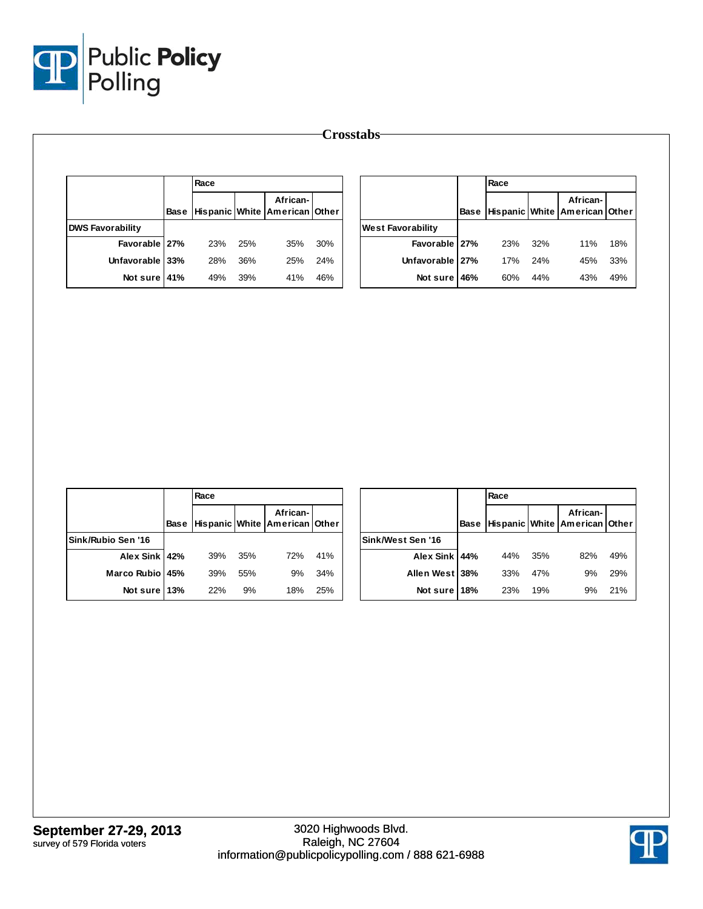# Crosstabs

| | Base | Race | | | |
|---|---|---|---|---|---|
| | | Hispanic | White | African-American | Other |
| **DWS Favorability** | | | | | |
| Favorable | 27% | 23% | 25% | 35% | 30% |
| Unfavorable | 33% | 28% | 36% | 25% | 24% |
| Not sure | 41% | 49% | 39% | 41% | 46% |

| | Base | Race | | | |
|---|---|---|---|---|---|
| | | Hispanic | White | African-American | Other |
| **West Favorability** | | | | | |
| Favorable | 27% | 23% | 32% | 11% | 18% |
| Unfavorable | 27% | 17% | 24% | 45% | 33% |
| Not sure | 46% | 60% | 44% | 43% | 49% |

| | Base | Race | | | |
|---|---|---|---|---|---|
| | | Hispanic | White | African-American | Other |
| **Sink/Rubio Sen '16** | | | | | |
| Alex Sink | 42% | 39% | 35% | 72% | 41% |
| Marco Rubio | 45% | 39% | 55% | 9% | 34% |
| Not sure | 13% | 22% | 9% | 18% | 25% |

| | Base | Race | | | |
|---|---|---|---|---|---|
| | | Hispanic | White | African-American | Other |
| **Sink/West Sen '16** | | | | | |
| Alex Sink | 44% | 44% | 35% | 82% | 49% |
| Allen West | 38% | 33% | 47% | 9% | 29% |
| Not sure | 18% | 23% | 19% | 9% | 21% |

**September 27-29, 2013**
survey of 579 Florida voters

3020 Highwoods Blvd.
Raleigh, NC 27604
information@publicpolicypolling.com / 888 621-6988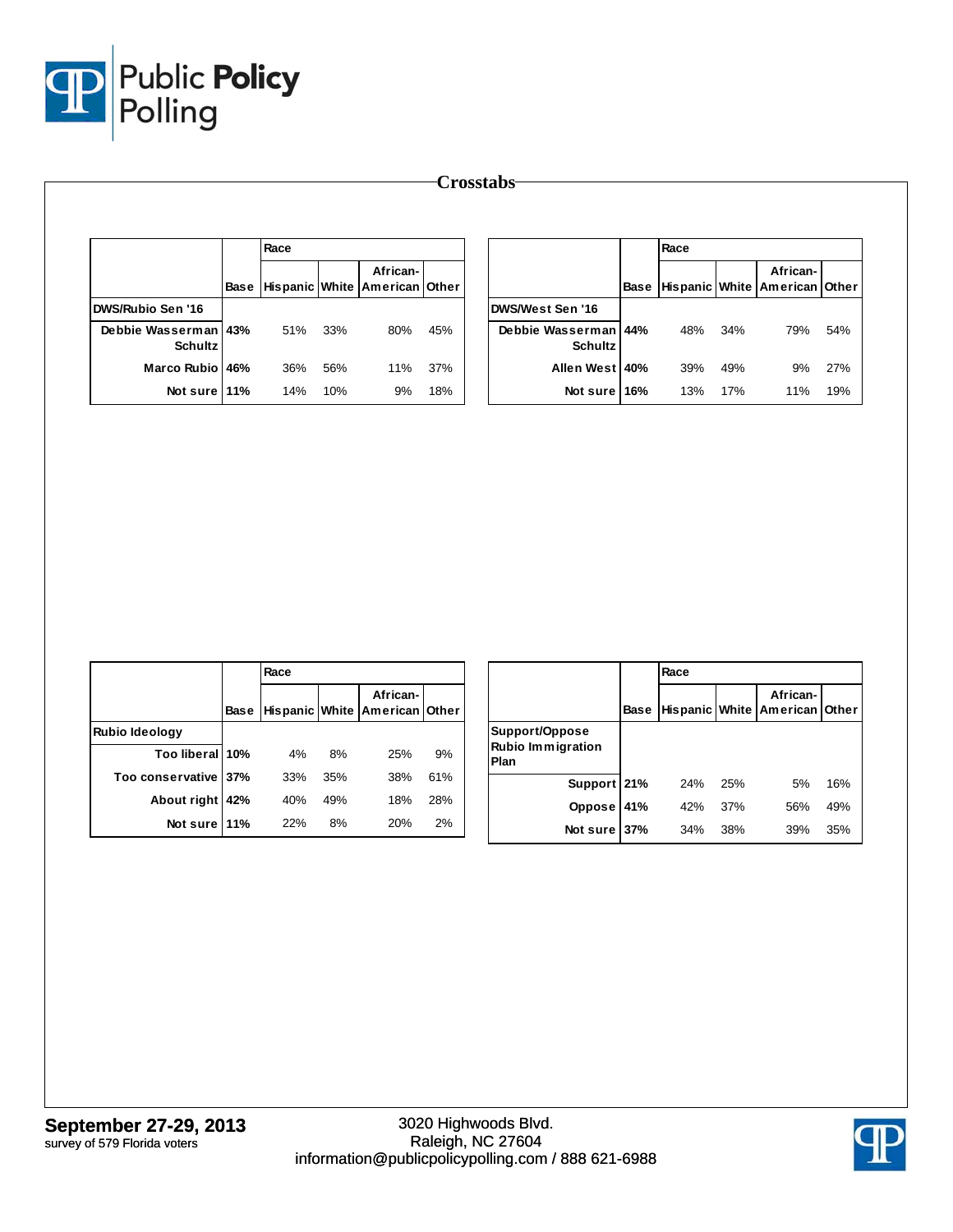# Crosstabs

| | Base | Race | | | |
|---|---|---|---|---|---|
| | | Hispanic | White | African-American | Other |
| **DWS/Rubio Sen '16** | | | | | |
| Debbie Wasserman Schultz | 43% | 51% | 33% | 80% | 45% |
| Marco Rubio | 46% | 36% | 56% | 11% | 37% |
| Not sure | 11% | 14% | 10% | 9% | 18% |

| | Base | Race | | | |
|---|---|---|---|---|---|
| | | Hispanic | White | African-American | Other |
| **DWS/West Sen '16** | | | | | |
| Debbie Wasserman Schultz | 44% | 48% | 34% | 79% | 54% |
| Allen West | 40% | 39% | 49% | 9% | 27% |
| Not sure | 16% | 13% | 17% | 11% | 19% |

| | Base | Race | | | |
|---|---|---|---|---|---|
| | | Hispanic | White | African-American | Other |
| **Rubio Ideology** | | | | | |
| Too liberal | 10% | 4% | 8% | 25% | 9% |
| Too conservative | 37% | 33% | 35% | 38% | 61% |
| About right | 42% | 40% | 49% | 18% | 28% |
| Not sure | 11% | 22% | 8% | 20% | 2% |

| | Base | Race | | | |
|---|---|---|---|---|---|
| | | Hispanic | White | African-American | Other |
| **Support/Oppose Rubio Immigration Plan** | | | | | |
| Support | 21% | 24% | 25% | 5% | 16% |
| Oppose | 41% | 42% | 37% | 56% | 49% |
| Not sure | 37% | 34% | 38% | 39% | 35% |

**September 27-29, 2013**
survey of 579 Florida voters

3020 Highwoods Blvd.
Raleigh, NC 27604
information@publicpolicypolling.com / 888 621-6988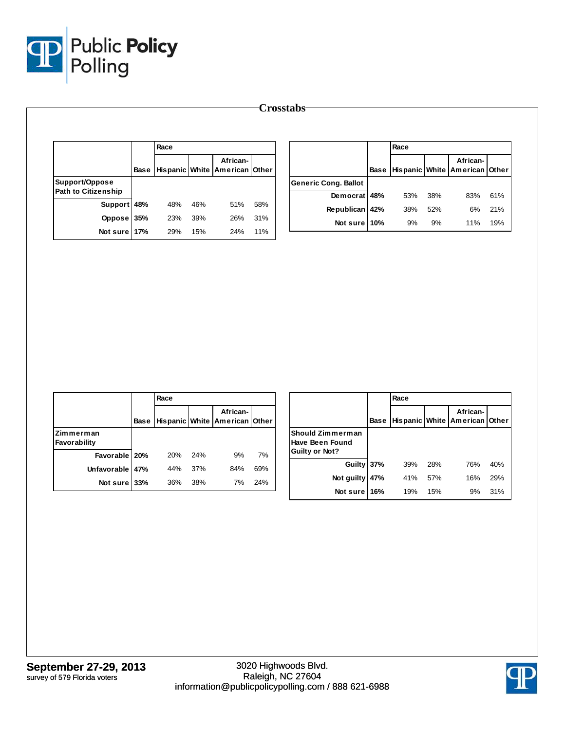# Crosstabs

| | Base | Race | | | |
|---|---|---|---|---|---|
| | | Hispanic | White | African-American | Other |
| **Support/Oppose Path to Citizenship** | | | | | |
| Support | 48% | 48% | 46% | 51% | 58% |
| Oppose | 35% | 23% | 39% | 26% | 31% |
| Not sure | 17% | 29% | 15% | 24% | 11% |

| | Base | Race | | | |
|---|---|---|---|---|---|
| | | Hispanic | White | African-American | Other |
| **Generic Cong. Ballot** | | | | | |
| Democrat | 48% | 53% | 38% | 83% | 61% |
| Republican | 42% | 38% | 52% | 6% | 21% |
| Not sure | 10% | 9% | 9% | 11% | 19% |

| | Base | Race | | | |
|---|---|---|---|---|---|
| | | Hispanic | White | African-American | Other |
| **Zimmerman Favorability** | | | | | |
| Favorable | 20% | 20% | 24% | 9% | 7% |
| Unfavorable | 47% | 44% | 37% | 84% | 69% |
| Not sure | 33% | 36% | 38% | 7% | 24% |

| | Base | Race | | | |
|---|---|---|---|---|---|
| | | Hispanic | White | African-American | Other |
| **Should Zimmerman Have Been Found Guilty or Not?** | | | | | |
| Guilty | 37% | 39% | 28% | 76% | 40% |
| Not guilty | 47% | 41% | 57% | 16% | 29% |
| Not sure | 16% | 19% | 15% | 9% | 31% |

**September 27-29, 2013**
survey of 579 Florida voters

3020 Highwoods Blvd.
Raleigh, NC 27604
information@publicpolicypolling.com / 888 621-6988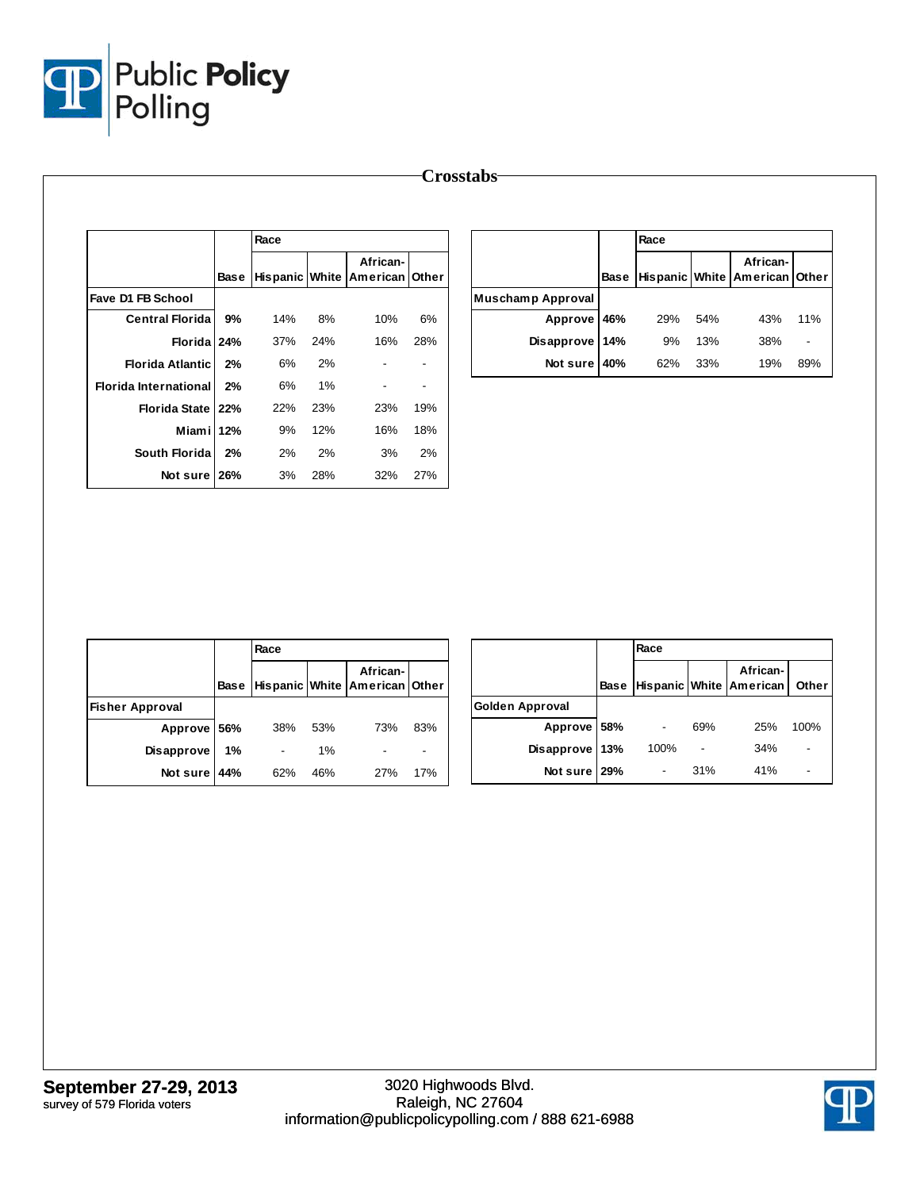# Crosstabs

| | Base | Race | | | |
|---|---|---|---|---|---|
| | | Hispanic | White | African-American | Other |
| **Fave D1 FB School** | | | | | |
| Central Florida | 9% | 14% | 8% | 10% | 6% |
| Florida | 24% | 37% | 24% | 16% | 28% |
| Florida Atlantic | 2% | 6% | 2% | - | - |
| Florida International | 2% | 6% | 1% | - | - |
| Florida State | 22% | 22% | 23% | 23% | 19% |
| Miami | 12% | 9% | 12% | 16% | 18% |
| South Florida | 2% | 2% | 2% | 3% | 2% |
| Not sure | 26% | 3% | 28% | 32% | 27% |

| | Base | Race | | | |
|---|---|---|---|---|---|
| | | Hispanic | White | African-American | Other |
| **Muschamp Approval** | | | | | |
| Approve | 46% | 29% | 54% | 43% | 11% |
| Disapprove | 14% | 9% | 13% | 38% | - |
| Not sure | 40% | 62% | 33% | 19% | 89% |

| | Base | Race | | | |
|---|---|---|---|---|---|
| | | Hispanic | White | African-American | Other |
| **Fisher Approval** | | | | | |
| Approve | 56% | 38% | 53% | 73% | 83% |
| Disapprove | 1% | - | 1% | - | - |
| Not sure | 44% | 62% | 46% | 27% | 17% |

| | Base | Race | | | |
|---|---|---|---|---|---|
| | | Hispanic | White | African-American | Other |
| **Golden Approval** | | | | | |
| Approve | 58% | - | 69% | 25% | 100% |
| Disapprove | 13% | 100% | - | 34% | - |
| Not sure | 29% | - | 31% | 41% | - |

**September 27-29, 2013**
survey of 579 Florida voters

3020 Highwoods Blvd.
Raleigh, NC 27604
information@publicpolicypolling.com / 888 621-6988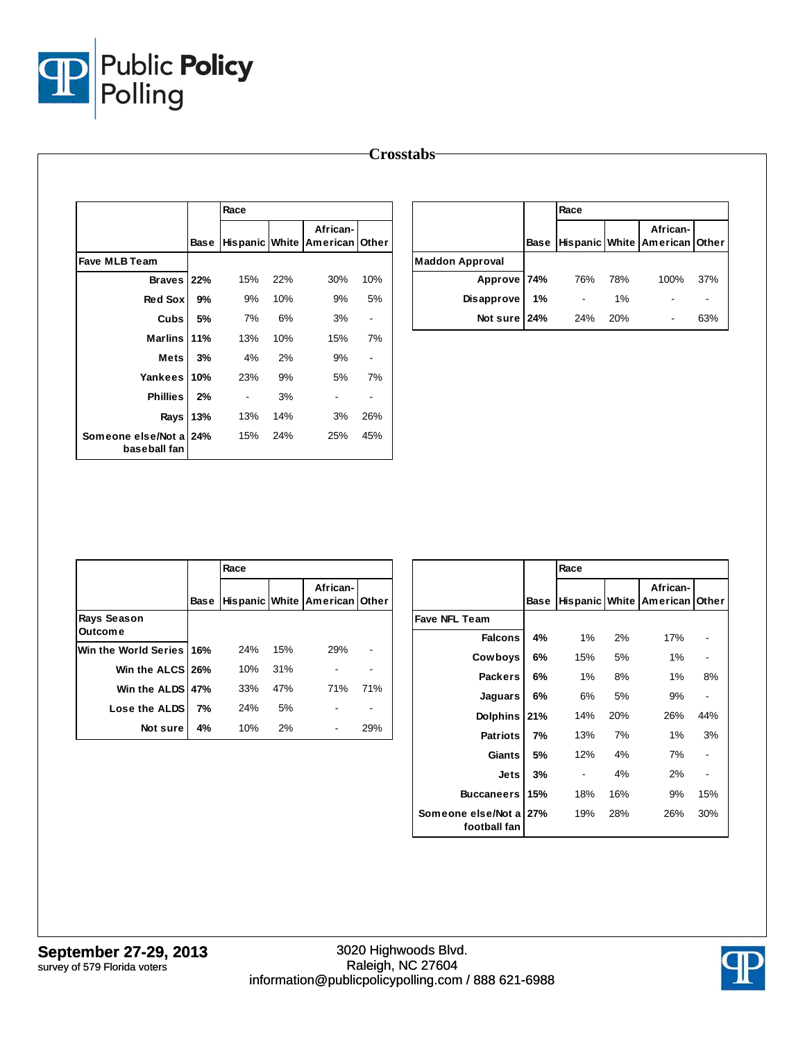# Crosstabs

| | Base | Race | | | |
|---|---|---|---|---|---|
| | | Hispanic | White | African-American | Other |
| **Fave MLB Team** | | | | | |
| Braves | 22% | 15% | 22% | 30% | 10% |
| Red Sox | 9% | 9% | 10% | 9% | 5% |
| Cubs | 5% | 7% | 6% | 3% | - |
| Marlins | 11% | 13% | 10% | 15% | 7% |
| Mets | 3% | 4% | 2% | 9% | - |
| Yankees | 10% | 23% | 9% | 5% | 7% |
| Phillies | 2% | - | 3% | - | - |
| Rays | 13% | 13% | 14% | 3% | 26% |
| Someone else/Not a baseball fan | 24% | 15% | 24% | 25% | 45% |

| | Base | Race | | | |
|---|---|---|---|---|---|
| | | Hispanic | White | African-American | Other |
| **Maddon Approval** | | | | | |
| Approve | 74% | 76% | 78% | 100% | 37% |
| Disapprove | 1% | - | 1% | - | - |
| Not sure | 24% | 24% | 20% | - | 63% |

| | Base | Race | | | |
|---|---|---|---|---|---|
| | | Hispanic | White | African-American | Other |
| **Rays Season Outcome** | | | | | |
| Win the World Series | 16% | 24% | 15% | 29% | - |
| Win the ALCS | 26% | 10% | 31% | - | - |
| Win the ALDS | 47% | 33% | 47% | 71% | 71% |
| Lose the ALDS | 7% | 24% | 5% | - | - |
| Not sure | 4% | 10% | 2% | - | 29% |

| | Base | Race | | | |
|---|---|---|---|---|---|
| | | Hispanic | White | African-American | Other |
| **Fave NFL Team** | | | | | |
| Falcons | 4% | 1% | 2% | 17% | - |
| Cowboys | 6% | 15% | 5% | 1% | - |
| Packers | 6% | 1% | 8% | 1% | 8% |
| Jaguars | 6% | 6% | 5% | 9% | - |
| Dolphins | 21% | 14% | 20% | 26% | 44% |
| Patriots | 7% | 13% | 7% | 1% | 3% |
| Giants | 5% | 12% | 4% | 7% | - |
| Jets | 3% | - | 4% | 2% | - |
| Buccaneers | 15% | 18% | 16% | 9% | 15% |
| Someone else/Not a football fan | 27% | 19% | 28% | 26% | 30% |

**September 27-29, 2013**
survey of 579 Florida voters

3020 Highwoods Blvd.
Raleigh, NC 27604
information@publicpolicypolling.com / 888 621-6988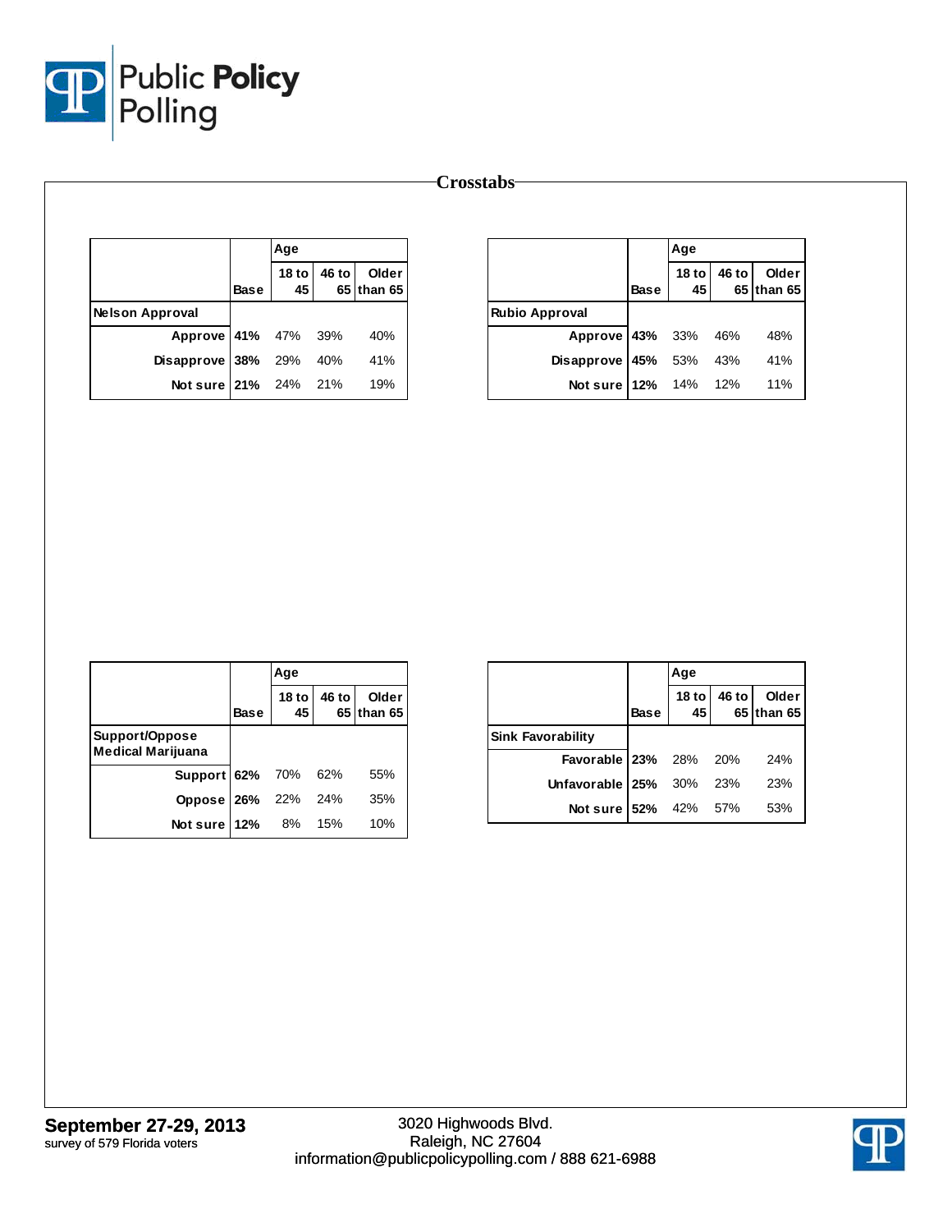## Crosstabs

| | Base | Age | | |
|---|---|---|---|---|
| | | 18 to 45 | 46 to 65 | Older than 65 |
| **Nelson Approval** | | | | |
| Approve | 41% | 47% | 39% | 40% |
| Disapprove | 38% | 29% | 40% | 41% |
| Not sure | 21% | 24% | 21% | 19% |

| | Base | Age | | |
|---|---|---|---|---|
| | | 18 to 45 | 46 to 65 | Older than 65 |
| **Rubio Approval** | | | | |
| Approve | 43% | 33% | 46% | 48% |
| Disapprove | 45% | 53% | 43% | 41% |
| Not sure | 12% | 14% | 12% | 11% |

| | Base | Age | | |
|---|---|---|---|---|
| | | 18 to 45 | 46 to 65 | Older than 65 |
| **Support/Oppose Medical Marijuana** | | | | |
| Support | 62% | 70% | 62% | 55% |
| Oppose | 26% | 22% | 24% | 35% |
| Not sure | 12% | 8% | 15% | 10% |

| | Base | Age | | |
|---|---|---|---|---|
| | | 18 to 45 | 46 to 65 | Older than 65 |
| **Sink Favorability** | | | | |
| Favorable | 23% | 28% | 20% | 24% |
| Unfavorable | 25% | 30% | 23% | 23% |
| Not sure | 52% | 42% | 57% | 53% |

**September 27-29, 2013**
survey of 579 Florida voters

3020 Highwoods Blvd.
Raleigh, NC 27604
information@publicpolicypolling.com / 888 621-6988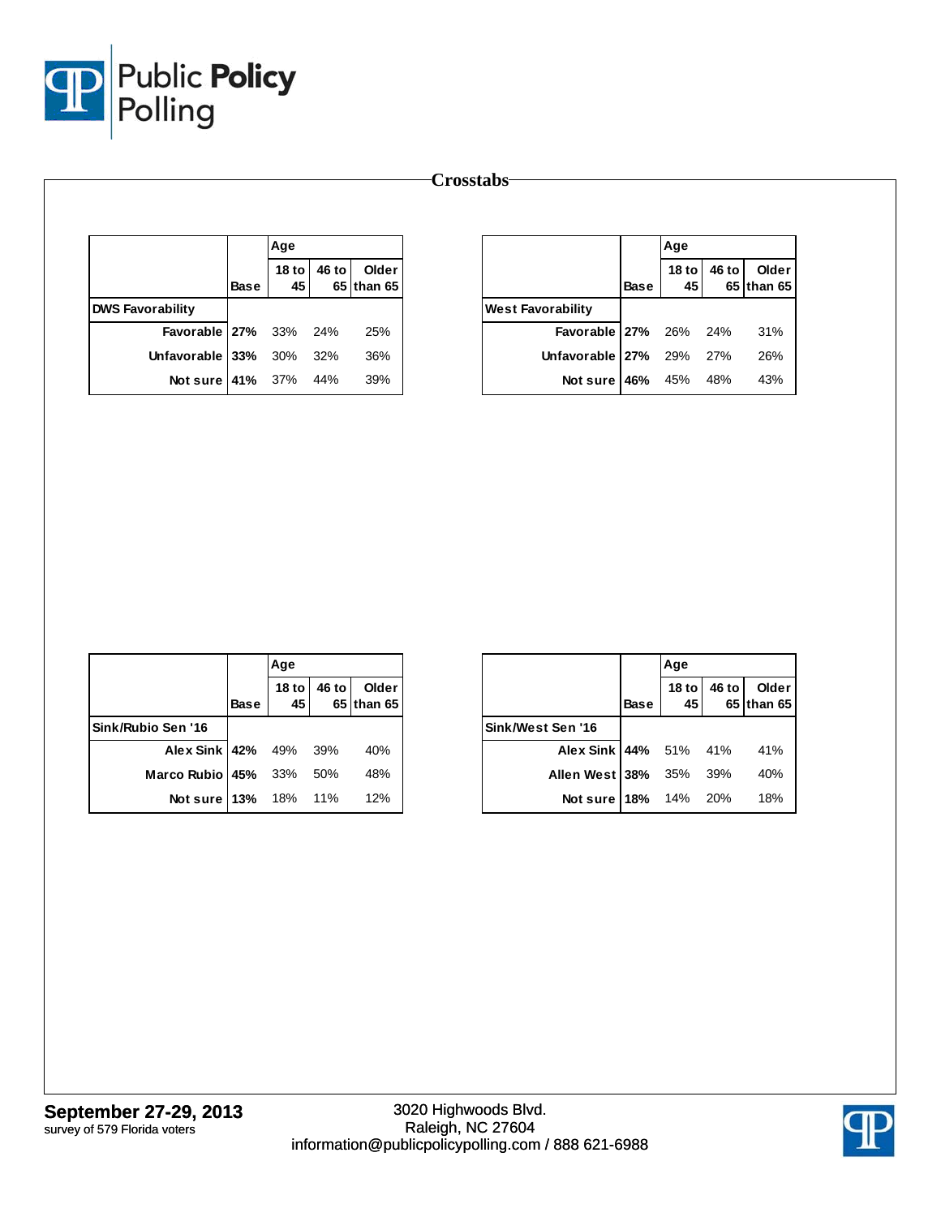# Crosstabs

| | Base | Age | | |
|---|---|---|---|---|
| | | 18 to 45 | 46 to 65 | Older than 65 |
| **DWS Favorability** | | | | |
| Favorable | 27% | 33% | 24% | 25% |
| Unfavorable | 33% | 30% | 32% | 36% |
| Not sure | 41% | 37% | 44% | 39% |

| | Base | Age | | |
|---|---|---|---|---|
| | | 18 to 45 | 46 to 65 | Older than 65 |
| **West Favorability** | | | | |
| Favorable | 27% | 26% | 24% | 31% |
| Unfavorable | 27% | 29% | 27% | 26% |
| Not sure | 46% | 45% | 48% | 43% |

| | Base | Age | | |
|---|---|---|---|---|
| | | 18 to 45 | 46 to 65 | Older than 65 |
| **Sink/Rubio Sen '16** | | | | |
| Alex Sink | 42% | 49% | 39% | 40% |
| Marco Rubio | 45% | 33% | 50% | 48% |
| Not sure | 13% | 18% | 11% | 12% |

| | Base | Age | | |
|---|---|---|---|---|
| | | 18 to 45 | 46 to 65 | Older than 65 |
| **Sink/West Sen '16** | | | | |
| Alex Sink | 44% | 51% | 41% | 41% |
| Allen West | 38% | 35% | 39% | 40% |
| Not sure | 18% | 14% | 20% | 18% |

**September 27-29, 2013**
survey of 579 Florida voters

3020 Highwoods Blvd.
Raleigh, NC 27604
information@publicpolicypolling.com / 888 621-6988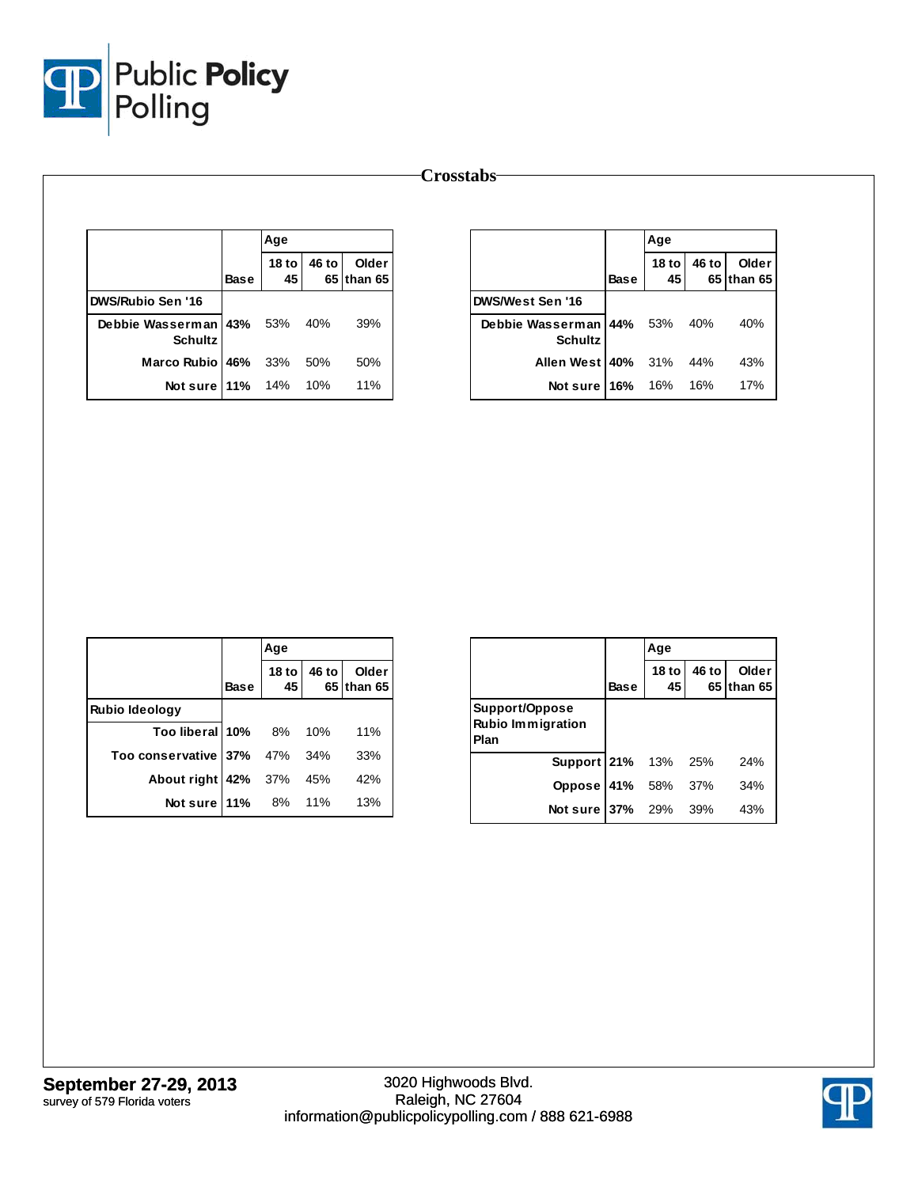## Crosstabs

| | Base | Age | | |
|---|---|---|---|---|
| | | 18 to 45 | 46 to 65 | Older than 65 |
| **DWS/Rubio Sen '16** | | | | |
| Debbie Wasserman Schultz | 43% | 53% | 40% | 39% |
| Marco Rubio | 46% | 33% | 50% | 50% |
| Not sure | 11% | 14% | 10% | 11% |

| | Base | Age | | |
|---|---|---|---|---|
| | | 18 to 45 | 46 to 65 | Older than 65 |
| **DWS/West Sen '16** | | | | |
| Debbie Wasserman Schultz | 44% | 53% | 40% | 40% |
| Allen West | 40% | 31% | 44% | 43% |
| Not sure | 16% | 16% | 16% | 17% |

| | Base | Age | | |
|---|---|---|---|---|
| | | 18 to 45 | 46 to 65 | Older than 65 |
| **Rubio Ideology** | | | | |
| Too liberal | 10% | 8% | 10% | 11% |
| Too conservative | 37% | 47% | 34% | 33% |
| About right | 42% | 37% | 45% | 42% |
| Not sure | 11% | 8% | 11% | 13% |

| | Base | Age | | |
|---|---|---|---|---|
| | | 18 to 45 | 46 to 65 | Older than 65 |
| **Support/Oppose Rubio Immigration Plan** | | | | |
| Support | 21% | 13% | 25% | 24% |
| Oppose | 41% | 58% | 37% | 34% |
| Not sure | 37% | 29% | 39% | 43% |

**September 27-29, 2013**
survey of 579 Florida voters

3020 Highwoods Blvd.
Raleigh, NC 27604
information@publicpolicypolling.com / 888 621-6988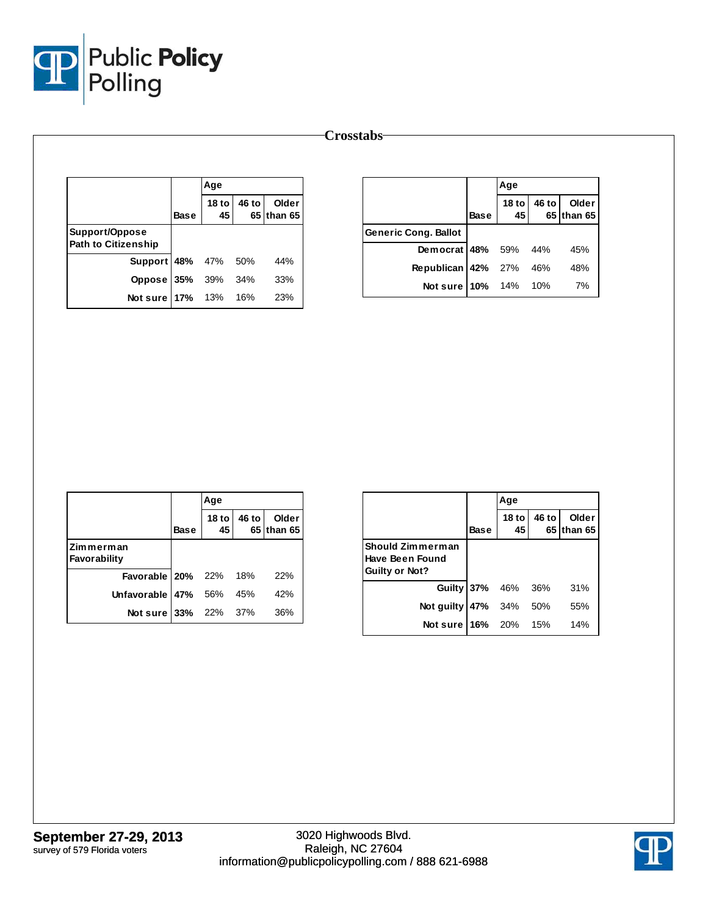## Crosstabs

| | Base | Age | | |
|---|---|---|---|---|
| | | 18 to 45 | 46 to 65 | Older than 65 |
| **Support/Oppose Path to Citizenship** | | | | |
| Support | 48% | 47% | 50% | 44% |
| Oppose | 35% | 39% | 34% | 33% |
| Not sure | 17% | 13% | 16% | 23% |

| | Base | Age | | |
|---|---|---|---|---|
| | | 18 to 45 | 46 to 65 | Older than 65 |
| **Generic Cong. Ballot** | | | | |
| Democrat | 48% | 59% | 44% | 45% |
| Republican | 42% | 27% | 46% | 48% |
| Not sure | 10% | 14% | 10% | 7% |

| | Base | Age | | |
|---|---|---|---|---|
| | | 18 to 45 | 46 to 65 | Older than 65 |
| **Zimmerman Favorability** | | | | |
| Favorable | 20% | 22% | 18% | 22% |
| Unfavorable | 47% | 56% | 45% | 42% |
| Not sure | 33% | 22% | 37% | 36% |

| | Base | Age | | |
|---|---|---|---|---|
| | | 18 to 45 | 46 to 65 | Older than 65 |
| **Should Zimmerman Have Been Found Guilty or Not?** | | | | |
| Guilty | 37% | 46% | 36% | 31% |
| Not guilty | 47% | 34% | 50% | 55% |
| Not sure | 16% | 20% | 15% | 14% |

**September 27-29, 2013**
survey of 579 Florida voters

3020 Highwoods Blvd.
Raleigh, NC 27604
information@publicpolicypolling.com / 888 621-6988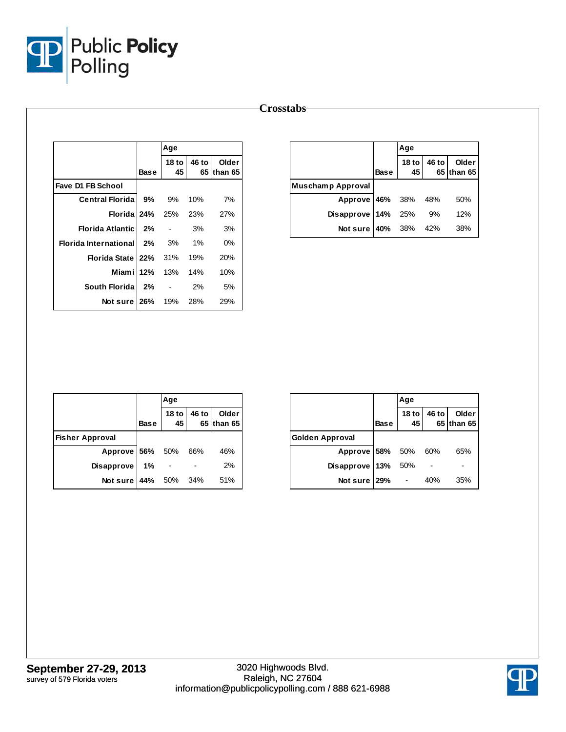# Crosstabs

| | Base | Age | | |
|---|---|---|---|---|
| | | 18 to 45 | 46 to 65 | Older than 65 |
| **Fave D1 FB School** | | | | |
| Central Florida | 9% | 9% | 10% | 7% |
| Florida | 24% | 25% | 23% | 27% |
| Florida Atlantic | 2% | - | 3% | 3% |
| Florida International | 2% | 3% | 1% | 0% |
| Florida State | 22% | 31% | 19% | 20% |
| Miami | 12% | 13% | 14% | 10% |
| South Florida | 2% | - | 2% | 5% |
| Not sure | 26% | 19% | 28% | 29% |

| | Base | Age | | |
|---|---|---|---|---|
| | | 18 to 45 | 46 to 65 | Older than 65 |
| **Muschamp Approval** | | | | |
| Approve | 46% | 38% | 48% | 50% |
| Disapprove | 14% | 25% | 9% | 12% |
| Not sure | 40% | 38% | 42% | 38% |

| | Base | Age | | |
|---|---|---|---|---|
| | | 18 to 45 | 46 to 65 | Older than 65 |
| **Fisher Approval** | | | | |
| Approve | 56% | 50% | 66% | 46% |
| Disapprove | 1% | - | - | 2% |
| Not sure | 44% | 50% | 34% | 51% |

| | Base | Age | | |
|---|---|---|---|---|
| | | 18 to 45 | 46 to 65 | Older than 65 |
| **Golden Approval** | | | | |
| Approve | 58% | 50% | 60% | 65% |
| Disapprove | 13% | 50% | - | - |
| Not sure | 29% | - | 40% | 35% |

**September 27-29, 2013**
survey of 579 Florida voters

3020 Highwoods Blvd.
Raleigh, NC 27604
information@publicpolicypolling.com / 888 621-6988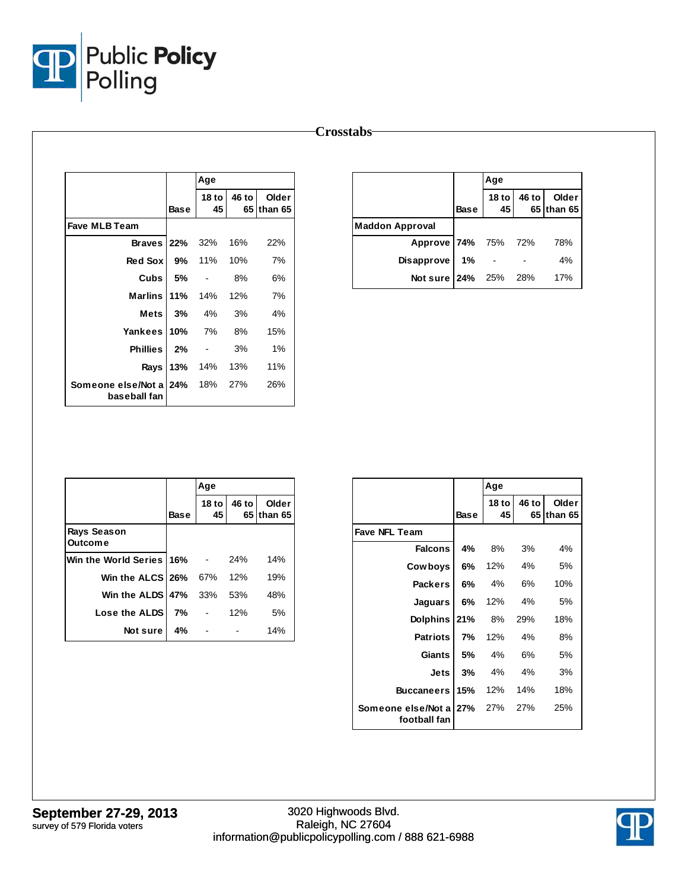Public Policy Polling

# Crosstabs

| | Base | Age | | |
|---|---|---|---|---|
| | | 18 to 45 | 46 to 65 | Older than 65 |
| **Fave MLB Team** | | | | |
| Braves | 22% | 32% | 16% | 22% |
| Red Sox | 9% | 11% | 10% | 7% |
| Cubs | 5% | - | 8% | 6% |
| Marlins | 11% | 14% | 12% | 7% |
| Mets | 3% | 4% | 3% | 4% |
| Yankees | 10% | 7% | 8% | 15% |
| Phillies | 2% | - | 3% | 1% |
| Rays | 13% | 14% | 13% | 11% |
| Someone else/Not a baseball fan | 24% | 18% | 27% | 26% |

| | Base | Age | | |
|---|---|---|---|---|
| | | 18 to 45 | 46 to 65 | Older than 65 |
| **Maddon Approval** | | | | |
| Approve | 74% | 75% | 72% | 78% |
| Disapprove | 1% | - | - | 4% |
| Not sure | 24% | 25% | 28% | 17% |

| | Base | Age | | |
|---|---|---|---|---|
| | | 18 to 45 | 46 to 65 | Older than 65 |
| **Rays Season Outcome** | | | | |
| Win the World Series | 16% | - | 24% | 14% |
| Win the ALCS | 26% | 67% | 12% | 19% |
| Win the ALDS | 47% | 33% | 53% | 48% |
| Lose the ALDS | 7% | - | 12% | 5% |
| Not sure | 4% | - | - | 14% |

| | Base | Age | | |
|---|---|---|---|---|
| | | 18 to 45 | 46 to 65 | Older than 65 |
| **Fave NFL Team** | | | | |
| Falcons | 4% | 8% | 3% | 4% |
| Cowboys | 6% | 12% | 4% | 5% |
| Packers | 6% | 4% | 6% | 10% |
| Jaguars | 6% | 12% | 4% | 5% |
| Dolphins | 21% | 8% | 29% | 18% |
| Patriots | 7% | 12% | 4% | 8% |
| Giants | 5% | 4% | 6% | 5% |
| Jets | 3% | 4% | 4% | 3% |
| Buccaneers | 15% | 12% | 14% | 18% |
| Someone else/Not a football fan | 27% | 27% | 27% | 25% |

**September 27-29, 2013**
survey of 579 Florida voters

3020 Highwoods Blvd.
Raleigh, NC 27604
information@publicpolicypolling.com / 888 621-6988